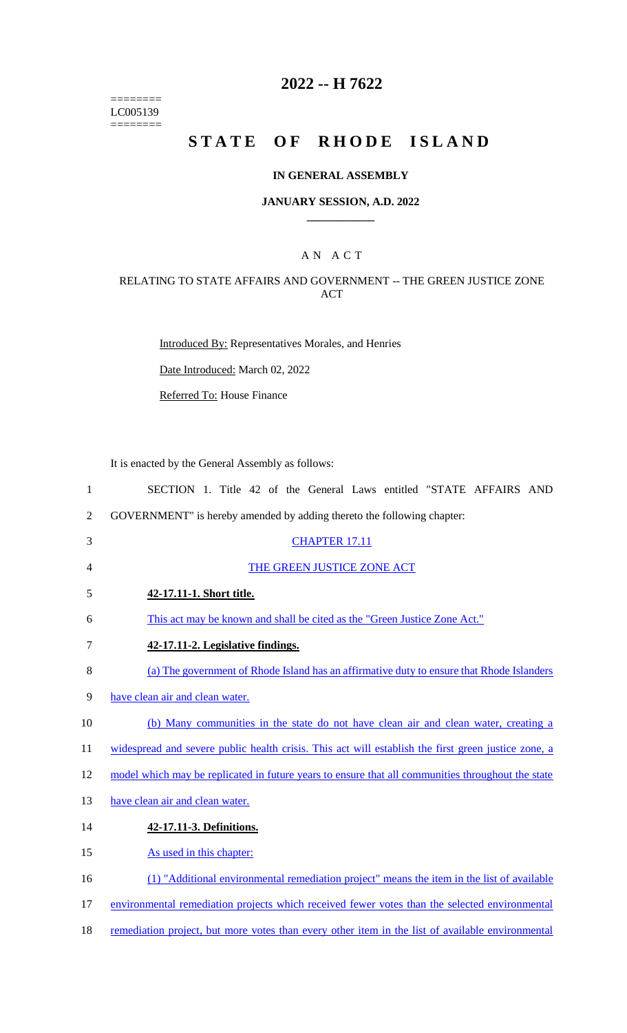========
LC005139
========

# 2022 -- H 7622

# STATE OF RHODE ISLAND

## IN GENERAL ASSEMBLY

### JANUARY SESSION, A.D. 2022

### A N A C T

RELATING TO STATE AFFAIRS AND GOVERNMENT -- THE GREEN JUSTICE ZONE ACT

Introduced By: Representatives Morales, and Henries

Date Introduced: March 02, 2022

Referred To: House Finance

It is enacted by the General Assembly as follows:

SECTION 1. Title 42 of the General Laws entitled "STATE AFFAIRS AND GOVERNMENT" is hereby amended by adding thereto the following chapter:

CHAPTER 17.11

THE GREEN JUSTICE ZONE ACT

**42-17.11-1. Short title.**

This act may be known and shall be cited as the "Green Justice Zone Act."

**42-17.11-2. Legislative findings.**

(a) The government of Rhode Island has an affirmative duty to ensure that Rhode Islanders have clean air and clean water.

(b) Many communities in the state do not have clean air and clean water, creating a widespread and severe public health crisis. This act will establish the first green justice zone, a model which may be replicated in future years to ensure that all communities throughout the state have clean air and clean water.

**42-17.11-3. Definitions.**

As used in this chapter:

(1) "Additional environmental remediation project" means the item in the list of available environmental remediation projects which received fewer votes than the selected environmental remediation project, but more votes than every other item in the list of available environmental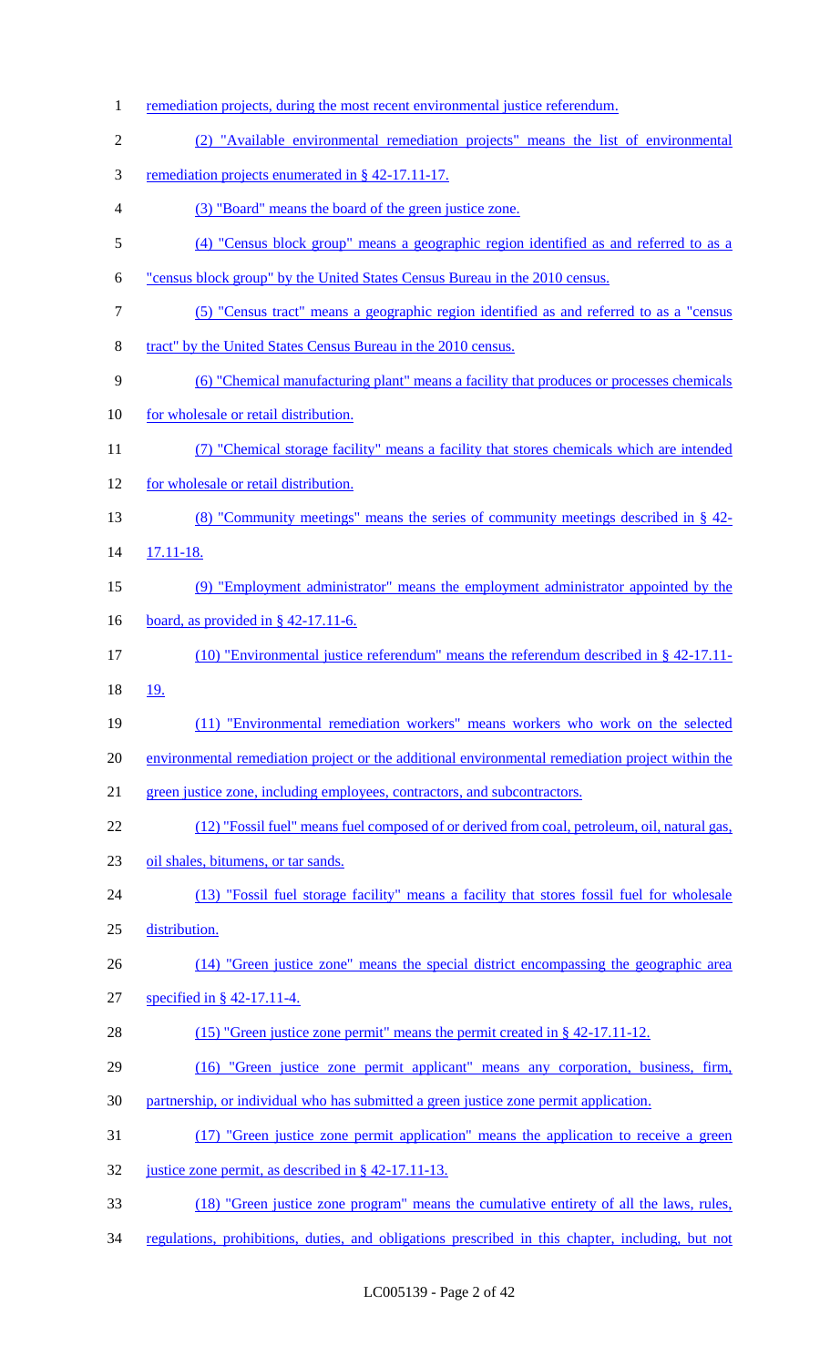remediation projects, during the most recent environmental justice referendum.

(2) "Available environmental remediation projects" means the list of environmental remediation projects enumerated in § 42-17.11-17.

(3) "Board" means the board of the green justice zone.

(4) "Census block group" means a geographic region identified as and referred to as a "census block group" by the United States Census Bureau in the 2010 census.

(5) "Census tract" means a geographic region identified as and referred to as a "census tract" by the United States Census Bureau in the 2010 census.

(6) "Chemical manufacturing plant" means a facility that produces or processes chemicals for wholesale or retail distribution.

(7) "Chemical storage facility" means a facility that stores chemicals which are intended for wholesale or retail distribution.

(8) "Community meetings" means the series of community meetings described in § 42-17.11-18.

(9) "Employment administrator" means the employment administrator appointed by the board, as provided in § 42-17.11-6.

(10) "Environmental justice referendum" means the referendum described in § 42-17.11-19.

(11) "Environmental remediation workers" means workers who work on the selected environmental remediation project or the additional environmental remediation project within the green justice zone, including employees, contractors, and subcontractors.

(12) "Fossil fuel" means fuel composed of or derived from coal, petroleum, oil, natural gas, oil shales, bitumens, or tar sands.

(13) "Fossil fuel storage facility" means a facility that stores fossil fuel for wholesale distribution.

(14) "Green justice zone" means the special district encompassing the geographic area specified in § 42-17.11-4.

(15) "Green justice zone permit" means the permit created in § 42-17.11-12.

(16) "Green justice zone permit applicant" means any corporation, business, firm, partnership, or individual who has submitted a green justice zone permit application.

(17) "Green justice zone permit application" means the application to receive a green justice zone permit, as described in § 42-17.11-13.

(18) "Green justice zone program" means the cumulative entirety of all the laws, rules, regulations, prohibitions, duties, and obligations prescribed in this chapter, including, but not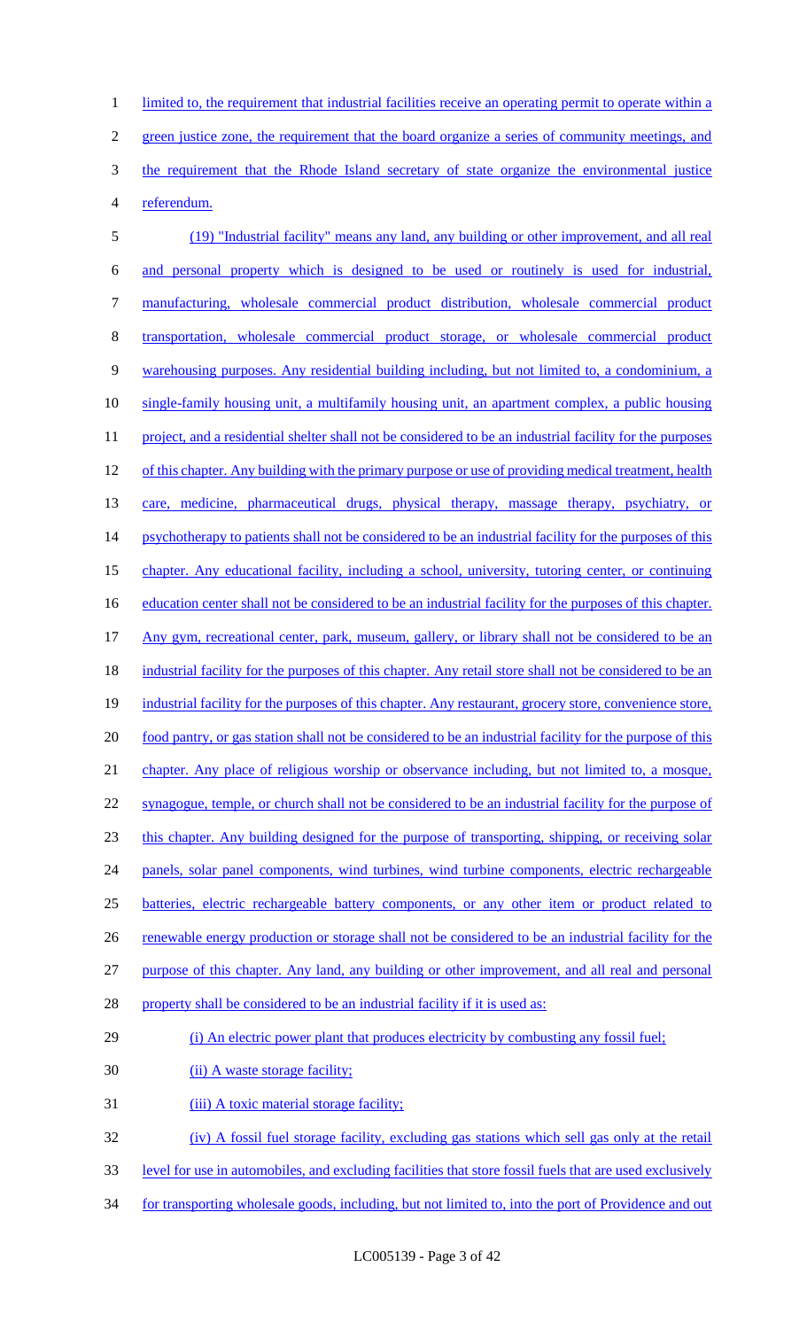limited to, the requirement that industrial facilities receive an operating permit to operate within a green justice zone, the requirement that the board organize a series of community meetings, and the requirement that the Rhode Island secretary of state organize the environmental justice referendum.

(19) "Industrial facility" means any land, any building or other improvement, and all real and personal property which is designed to be used or routinely is used for industrial, manufacturing, wholesale commercial product distribution, wholesale commercial product transportation, wholesale commercial product storage, or wholesale commercial product warehousing purposes. Any residential building including, but not limited to, a condominium, a single-family housing unit, a multifamily housing unit, an apartment complex, a public housing project, and a residential shelter shall not be considered to be an industrial facility for the purposes of this chapter. Any building with the primary purpose or use of providing medical treatment, health care, medicine, pharmaceutical drugs, physical therapy, massage therapy, psychiatry, or psychotherapy to patients shall not be considered to be an industrial facility for the purposes of this chapter. Any educational facility, including a school, university, tutoring center, or continuing education center shall not be considered to be an industrial facility for the purposes of this chapter. Any gym, recreational center, park, museum, gallery, or library shall not be considered to be an industrial facility for the purposes of this chapter. Any retail store shall not be considered to be an industrial facility for the purposes of this chapter. Any restaurant, grocery store, convenience store, food pantry, or gas station shall not be considered to be an industrial facility for the purpose of this chapter. Any place of religious worship or observance including, but not limited to, a mosque, synagogue, temple, or church shall not be considered to be an industrial facility for the purpose of this chapter. Any building designed for the purpose of transporting, shipping, or receiving solar panels, solar panel components, wind turbines, wind turbine components, electric rechargeable batteries, electric rechargeable battery components, or any other item or product related to renewable energy production or storage shall not be considered to be an industrial facility for the purpose of this chapter. Any land, any building or other improvement, and all real and personal property shall be considered to be an industrial facility if it is used as:

(i) An electric power plant that produces electricity by combusting any fossil fuel;

(ii) A waste storage facility;

(iii) A toxic material storage facility;

(iv) A fossil fuel storage facility, excluding gas stations which sell gas only at the retail level for use in automobiles, and excluding facilities that store fossil fuels that are used exclusively for transporting wholesale goods, including, but not limited to, into the port of Providence and out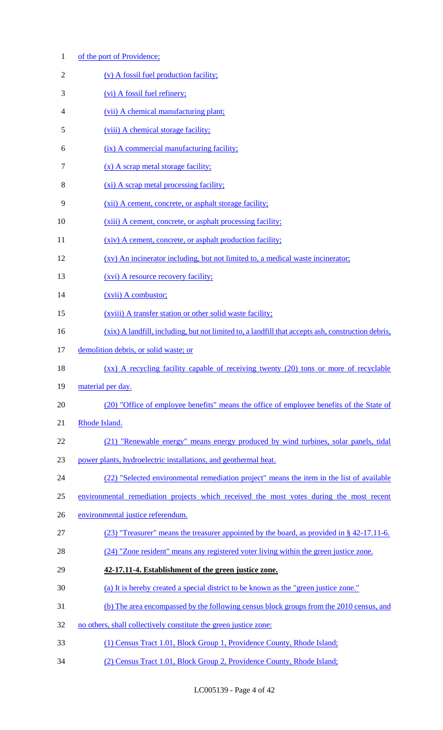of the port of Providence;

(v) A fossil fuel production facility;

(vi) A fossil fuel refinery;

(vii) A chemical manufacturing plant;

(viii) A chemical storage facility;

(ix) A commercial manufacturing facility;

(x) A scrap metal storage facility;

(xi) A scrap metal processing facility;

(xii) A cement, concrete, or asphalt storage facility;

(xiii) A cement, concrete, or asphalt processing facility;

(xiv) A cement, concrete, or asphalt production facility;

(xv) An incinerator including, but not limited to, a medical waste incinerator;

(xvi) A resource recovery facility;

(xvii) A combustor;

(xviii) A transfer station or other solid waste facility;

(xix) A landfill, including, but not limited to, a landfill that accepts ash, construction debris, demolition debris, or solid waste; or

(xx) A recycling facility capable of receiving twenty (20) tons or more of recyclable material per day.

(20) "Office of employee benefits" means the office of employee benefits of the State of Rhode Island.

(21) "Renewable energy" means energy produced by wind turbines, solar panels, tidal power plants, hydroelectric installations, and geothermal heat.

(22) "Selected environmental remediation project" means the item in the list of available environmental remediation projects which received the most votes during the most recent environmental justice referendum.

(23) "Treasurer" means the treasurer appointed by the board, as provided in § 42-17.11-6.

(24) "Zone resident" means any registered voter living within the green justice zone.

**42-17.11-4. Establishment of the green justice zone.**

(a) It is hereby created a special district to be known as the "green justice zone."

(b) The area encompassed by the following census block groups from the 2010 census, and no others, shall collectively constitute the green justice zone:

(1) Census Tract 1.01, Block Group 1, Providence County, Rhode Island;

(2) Census Tract 1.01, Block Group 2, Providence County, Rhode Island;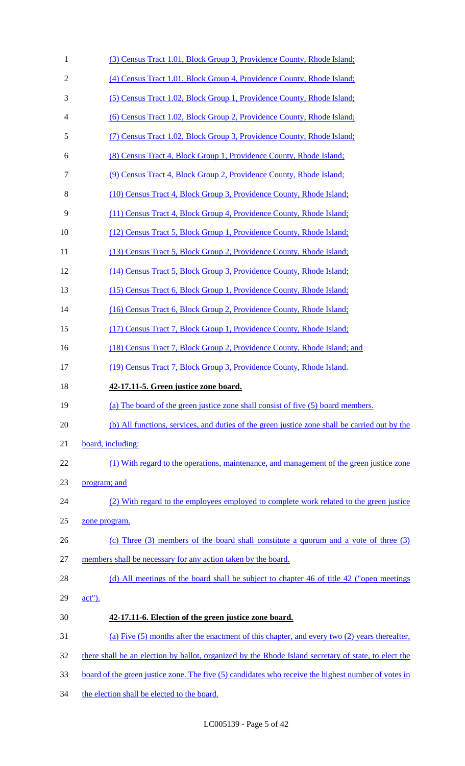(3) Census Tract 1.01, Block Group 3, Providence County, Rhode Island;

(4) Census Tract 1.01, Block Group 4, Providence County, Rhode Island;

(5) Census Tract 1.02, Block Group 1, Providence County, Rhode Island;

(6) Census Tract 1.02, Block Group 2, Providence County, Rhode Island;

(7) Census Tract 1.02, Block Group 3, Providence County, Rhode Island;

(8) Census Tract 4, Block Group 1, Providence County, Rhode Island;

(9) Census Tract 4, Block Group 2, Providence County, Rhode Island;

(10) Census Tract 4, Block Group 3, Providence County, Rhode Island;

(11) Census Tract 4, Block Group 4, Providence County, Rhode Island;

(12) Census Tract 5, Block Group 1, Providence County, Rhode Island;

(13) Census Tract 5, Block Group 2, Providence County, Rhode Island;

(14) Census Tract 5, Block Group 3, Providence County, Rhode Island;

(15) Census Tract 6, Block Group 1, Providence County, Rhode Island;

(16) Census Tract 6, Block Group 2, Providence County, Rhode Island;

(17) Census Tract 7, Block Group 1, Providence County, Rhode Island;

(18) Census Tract 7, Block Group 2, Providence County, Rhode Island; and

(19) Census Tract 7, Block Group 3, Providence County, Rhode Island.

**42-17.11-5. Green justice zone board.**

(a) The board of the green justice zone shall consist of five (5) board members.

(b) All functions, services, and duties of the green justice zone shall be carried out by the board, including:

(1) With regard to the operations, maintenance, and management of the green justice zone program; and

(2) With regard to the employees employed to complete work related to the green justice zone program.

(c) Three (3) members of the board shall constitute a quorum and a vote of three (3) members shall be necessary for any action taken by the board.

(d) All meetings of the board shall be subject to chapter 46 of title 42 ("open meetings act").

**42-17.11-6. Election of the green justice zone board.**

(a) Five (5) months after the enactment of this chapter, and every two (2) years thereafter, there shall be an election by ballot, organized by the Rhode Island secretary of state, to elect the board of the green justice zone. The five (5) candidates who receive the highest number of votes in the election shall be elected to the board.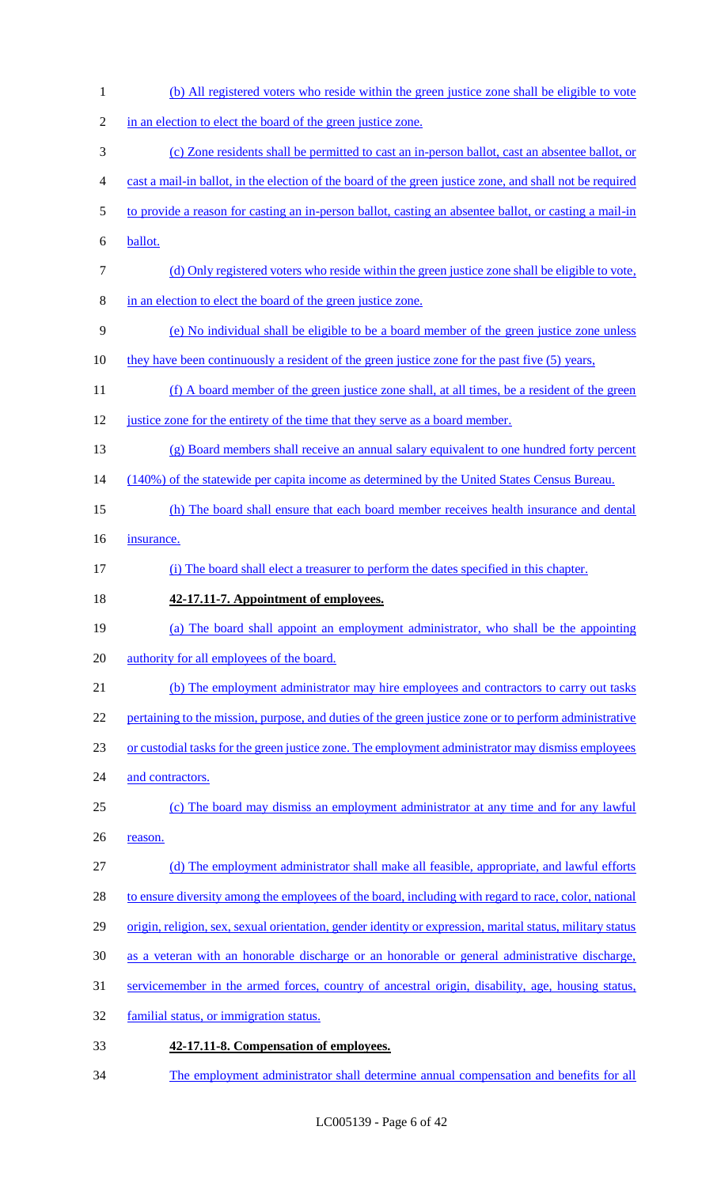(b) All registered voters who reside within the green justice zone shall be eligible to vote in an election to elect the board of the green justice zone.

(c) Zone residents shall be permitted to cast an in-person ballot, cast an absentee ballot, or cast a mail-in ballot, in the election of the board of the green justice zone, and shall not be required to provide a reason for casting an in-person ballot, casting an absentee ballot, or casting a mail-in ballot.

(d) Only registered voters who reside within the green justice zone shall be eligible to vote, in an election to elect the board of the green justice zone.

(e) No individual shall be eligible to be a board member of the green justice zone unless they have been continuously a resident of the green justice zone for the past five (5) years,

(f) A board member of the green justice zone shall, at all times, be a resident of the green justice zone for the entirety of the time that they serve as a board member.

(g) Board members shall receive an annual salary equivalent to one hundred forty percent (140%) of the statewide per capita income as determined by the United States Census Bureau.

(h) The board shall ensure that each board member receives health insurance and dental insurance.

(i) The board shall elect a treasurer to perform the dates specified in this chapter.

**42-17.11-7. Appointment of employees.**

(a) The board shall appoint an employment administrator, who shall be the appointing authority for all employees of the board.

(b) The employment administrator may hire employees and contractors to carry out tasks pertaining to the mission, purpose, and duties of the green justice zone or to perform administrative or custodial tasks for the green justice zone. The employment administrator may dismiss employees and contractors.

(c) The board may dismiss an employment administrator at any time and for any lawful reason.

(d) The employment administrator shall make all feasible, appropriate, and lawful efforts to ensure diversity among the employees of the board, including with regard to race, color, national origin, religion, sex, sexual orientation, gender identity or expression, marital status, military status as a veteran with an honorable discharge or an honorable or general administrative discharge, servicemember in the armed forces, country of ancestral origin, disability, age, housing status, familial status, or immigration status.

**42-17.11-8. Compensation of employees.**

The employment administrator shall determine annual compensation and benefits for all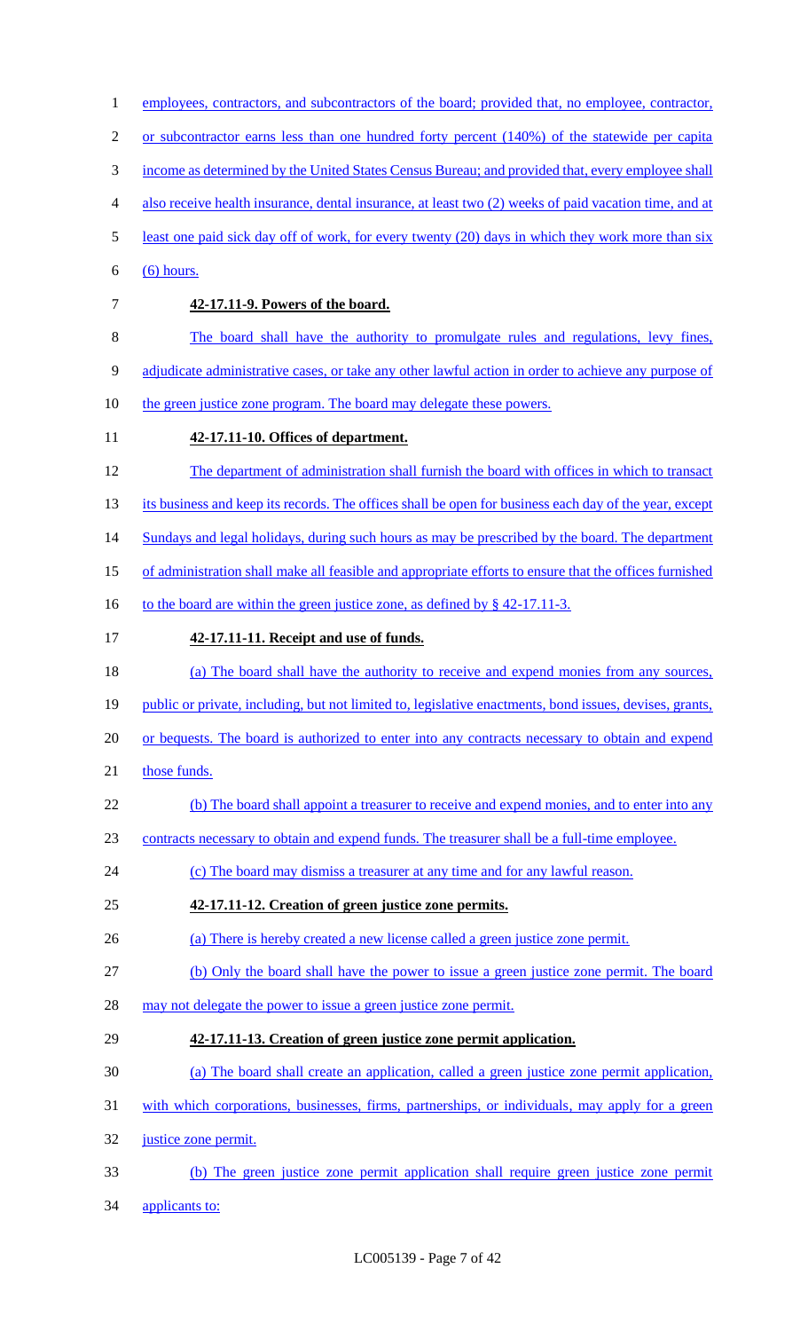employees, contractors, and subcontractors of the board; provided that, no employee, contractor, or subcontractor earns less than one hundred forty percent (140%) of the statewide per capita income as determined by the United States Census Bureau; and provided that, every employee shall also receive health insurance, dental insurance, at least two (2) weeks of paid vacation time, and at least one paid sick day off of work, for every twenty (20) days in which they work more than six (6) hours.

**42-17.11-9. Powers of the board.**

The board shall have the authority to promulgate rules and regulations, levy fines, adjudicate administrative cases, or take any other lawful action in order to achieve any purpose of the green justice zone program. The board may delegate these powers.

**42-17.11-10. Offices of department.**

The department of administration shall furnish the board with offices in which to transact its business and keep its records. The offices shall be open for business each day of the year, except Sundays and legal holidays, during such hours as may be prescribed by the board. The department of administration shall make all feasible and appropriate efforts to ensure that the offices furnished to the board are within the green justice zone, as defined by § 42-17.11-3.

**42-17.11-11. Receipt and use of funds.**

(a) The board shall have the authority to receive and expend monies from any sources, public or private, including, but not limited to, legislative enactments, bond issues, devises, grants, or bequests. The board is authorized to enter into any contracts necessary to obtain and expend those funds.

(b) The board shall appoint a treasurer to receive and expend monies, and to enter into any contracts necessary to obtain and expend funds. The treasurer shall be a full-time employee.

(c) The board may dismiss a treasurer at any time and for any lawful reason.

**42-17.11-12. Creation of green justice zone permits.**

(a) There is hereby created a new license called a green justice zone permit.

(b) Only the board shall have the power to issue a green justice zone permit. The board may not delegate the power to issue a green justice zone permit.

**42-17.11-13. Creation of green justice zone permit application.**

(a) The board shall create an application, called a green justice zone permit application, with which corporations, businesses, firms, partnerships, or individuals, may apply for a green justice zone permit.

(b) The green justice zone permit application shall require green justice zone permit applicants to: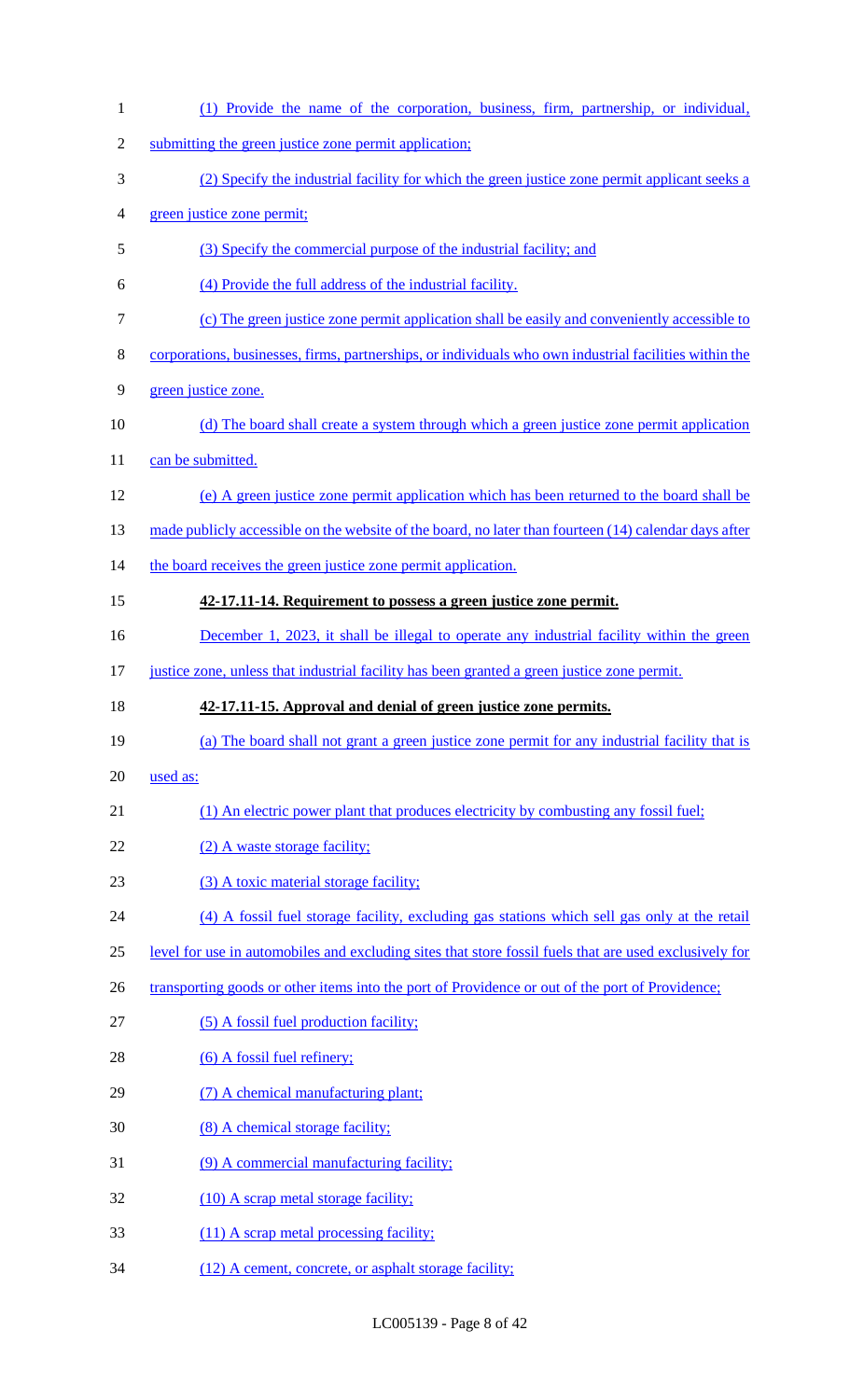(1) Provide the name of the corporation, business, firm, partnership, or individual, submitting the green justice zone permit application;

(2) Specify the industrial facility for which the green justice zone permit applicant seeks a green justice zone permit;

(3) Specify the commercial purpose of the industrial facility; and

(4) Provide the full address of the industrial facility.

(c) The green justice zone permit application shall be easily and conveniently accessible to corporations, businesses, firms, partnerships, or individuals who own industrial facilities within the green justice zone.

(d) The board shall create a system through which a green justice zone permit application can be submitted.

(e) A green justice zone permit application which has been returned to the board shall be made publicly accessible on the website of the board, no later than fourteen (14) calendar days after the board receives the green justice zone permit application.

**42-17.11-14. Requirement to possess a green justice zone permit.**

December 1, 2023, it shall be illegal to operate any industrial facility within the green justice zone, unless that industrial facility has been granted a green justice zone permit.

**42-17.11-15. Approval and denial of green justice zone permits.**

(a) The board shall not grant a green justice zone permit for any industrial facility that is used as:

(1) An electric power plant that produces electricity by combusting any fossil fuel;

(2) A waste storage facility;

(3) A toxic material storage facility;

(4) A fossil fuel storage facility, excluding gas stations which sell gas only at the retail level for use in automobiles and excluding sites that store fossil fuels that are used exclusively for transporting goods or other items into the port of Providence or out of the port of Providence;

(5) A fossil fuel production facility;

(6) A fossil fuel refinery;

(7) A chemical manufacturing plant;

(8) A chemical storage facility;

(9) A commercial manufacturing facility;

(10) A scrap metal storage facility;

(11) A scrap metal processing facility;

(12) A cement, concrete, or asphalt storage facility;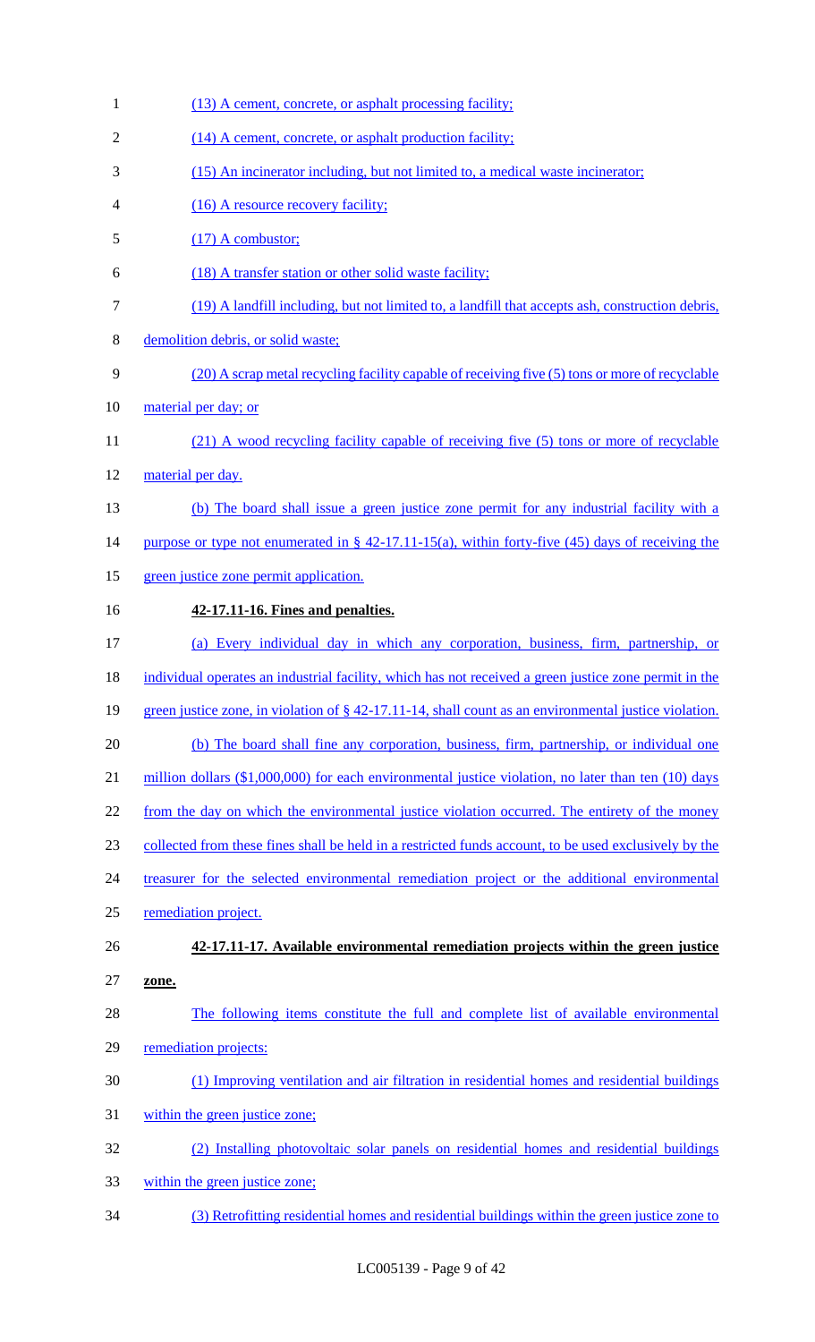(13) A cement, concrete, or asphalt processing facility;

(14) A cement, concrete, or asphalt production facility;

(15) An incinerator including, but not limited to, a medical waste incinerator;

(16) A resource recovery facility;

(17) A combustor;

(18) A transfer station or other solid waste facility;

(19) A landfill including, but not limited to, a landfill that accepts ash, construction debris, demolition debris, or solid waste;

(20) A scrap metal recycling facility capable of receiving five (5) tons or more of recyclable material per day; or

(21) A wood recycling facility capable of receiving five (5) tons or more of recyclable material per day.

(b) The board shall issue a green justice zone permit for any industrial facility with a purpose or type not enumerated in § 42-17.11-15(a), within forty-five (45) days of receiving the green justice zone permit application.

**42-17.11-16. Fines and penalties.**

(a) Every individual day in which any corporation, business, firm, partnership, or individual operates an industrial facility, which has not received a green justice zone permit in the green justice zone, in violation of § 42-17.11-14, shall count as an environmental justice violation.

(b) The board shall fine any corporation, business, firm, partnership, or individual one million dollars ($1,000,000) for each environmental justice violation, no later than ten (10) days from the day on which the environmental justice violation occurred. The entirety of the money collected from these fines shall be held in a restricted funds account, to be used exclusively by the treasurer for the selected environmental remediation project or the additional environmental remediation project.

**42-17.11-17. Available environmental remediation projects within the green justice zone.**

The following items constitute the full and complete list of available environmental remediation projects:

(1) Improving ventilation and air filtration in residential homes and residential buildings within the green justice zone;

(2) Installing photovoltaic solar panels on residential homes and residential buildings within the green justice zone;

(3) Retrofitting residential homes and residential buildings within the green justice zone to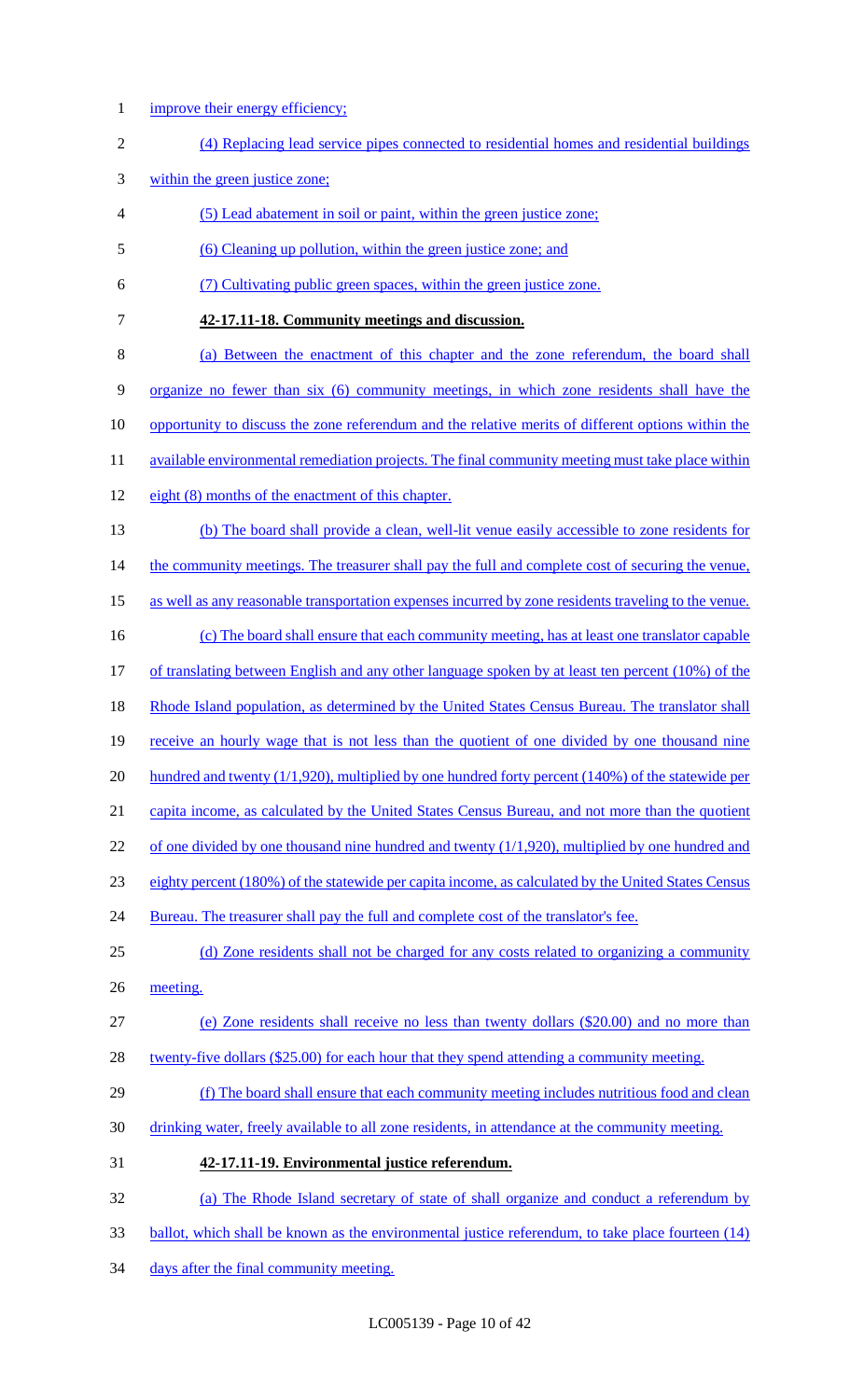improve their energy efficiency;

(4) Replacing lead service pipes connected to residential homes and residential buildings within the green justice zone;

(5) Lead abatement in soil or paint, within the green justice zone;

(6) Cleaning up pollution, within the green justice zone; and

(7) Cultivating public green spaces, within the green justice zone.

**42-17.11-18. Community meetings and discussion.**

(a) Between the enactment of this chapter and the zone referendum, the board shall organize no fewer than six (6) community meetings, in which zone residents shall have the opportunity to discuss the zone referendum and the relative merits of different options within the available environmental remediation projects. The final community meeting must take place within eight (8) months of the enactment of this chapter.

(b) The board shall provide a clean, well-lit venue easily accessible to zone residents for the community meetings. The treasurer shall pay the full and complete cost of securing the venue, as well as any reasonable transportation expenses incurred by zone residents traveling to the venue.

(c) The board shall ensure that each community meeting, has at least one translator capable of translating between English and any other language spoken by at least ten percent (10%) of the Rhode Island population, as determined by the United States Census Bureau. The translator shall receive an hourly wage that is not less than the quotient of one divided by one thousand nine hundred and twenty (1/1,920), multiplied by one hundred forty percent (140%) of the statewide per capita income, as calculated by the United States Census Bureau, and not more than the quotient of one divided by one thousand nine hundred and twenty (1/1,920), multiplied by one hundred and eighty percent (180%) of the statewide per capita income, as calculated by the United States Census Bureau. The treasurer shall pay the full and complete cost of the translator's fee.

(d) Zone residents shall not be charged for any costs related to organizing a community meeting.

(e) Zone residents shall receive no less than twenty dollars ($20.00) and no more than twenty-five dollars ($25.00) for each hour that they spend attending a community meeting.

(f) The board shall ensure that each community meeting includes nutritious food and clean drinking water, freely available to all zone residents, in attendance at the community meeting.

**42-17.11-19. Environmental justice referendum.**

(a) The Rhode Island secretary of state of shall organize and conduct a referendum by ballot, which shall be known as the environmental justice referendum, to take place fourteen (14) days after the final community meeting.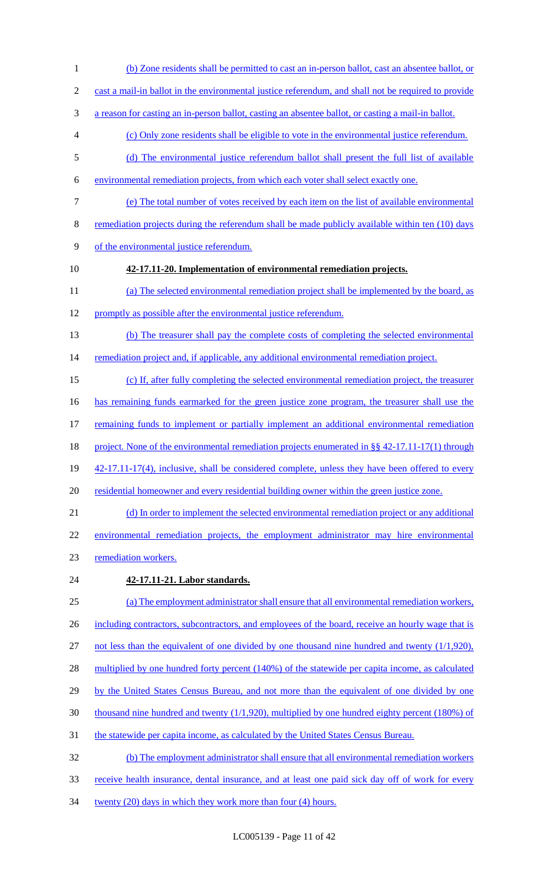(b) Zone residents shall be permitted to cast an in-person ballot, cast an absentee ballot, or cast a mail-in ballot in the environmental justice referendum, and shall not be required to provide a reason for casting an in-person ballot, casting an absentee ballot, or casting a mail-in ballot.

(c) Only zone residents shall be eligible to vote in the environmental justice referendum.

(d) The environmental justice referendum ballot shall present the full list of available environmental remediation projects, from which each voter shall select exactly one.

(e) The total number of votes received by each item on the list of available environmental remediation projects during the referendum shall be made publicly available within ten (10) days of the environmental justice referendum.

**42-17.11-20. Implementation of environmental remediation projects.**

(a) The selected environmental remediation project shall be implemented by the board, as promptly as possible after the environmental justice referendum.

(b) The treasurer shall pay the complete costs of completing the selected environmental remediation project and, if applicable, any additional environmental remediation project.

(c) If, after fully completing the selected environmental remediation project, the treasurer has remaining funds earmarked for the green justice zone program, the treasurer shall use the remaining funds to implement or partially implement an additional environmental remediation project. None of the environmental remediation projects enumerated in §§ 42-17.11-17(1) through 42-17.11-17(4), inclusive, shall be considered complete, unless they have been offered to every residential homeowner and every residential building owner within the green justice zone.

(d) In order to implement the selected environmental remediation project or any additional environmental remediation projects, the employment administrator may hire environmental remediation workers.

**42-17.11-21. Labor standards.**

(a) The employment administrator shall ensure that all environmental remediation workers, including contractors, subcontractors, and employees of the board, receive an hourly wage that is not less than the equivalent of one divided by one thousand nine hundred and twenty (1/1,920), multiplied by one hundred forty percent (140%) of the statewide per capita income, as calculated by the United States Census Bureau, and not more than the equivalent of one divided by one thousand nine hundred and twenty (1/1,920), multiplied by one hundred eighty percent (180%) of the statewide per capita income, as calculated by the United States Census Bureau.

(b) The employment administrator shall ensure that all environmental remediation workers receive health insurance, dental insurance, and at least one paid sick day off of work for every twenty (20) days in which they work more than four (4) hours.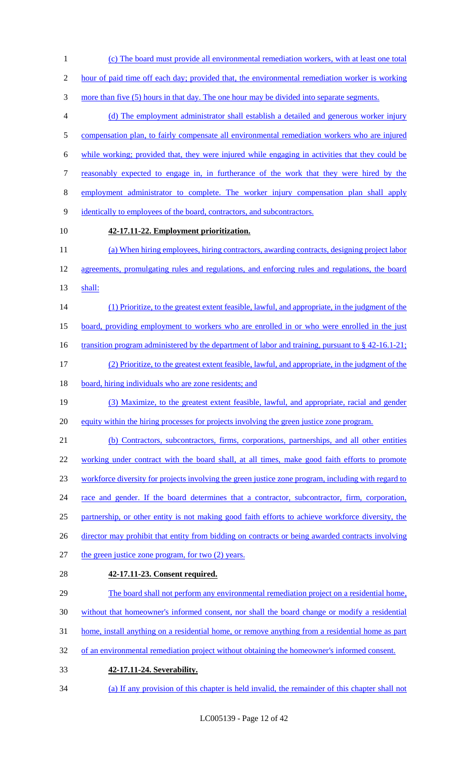(c) The board must provide all environmental remediation workers, with at least one total hour of paid time off each day; provided that, the environmental remediation worker is working more than five (5) hours in that day. The one hour may be divided into separate segments.

(d) The employment administrator shall establish a detailed and generous worker injury compensation plan, to fairly compensate all environmental remediation workers who are injured while working; provided that, they were injured while engaging in activities that they could be reasonably expected to engage in, in furtherance of the work that they were hired by the employment administrator to complete. The worker injury compensation plan shall apply identically to employees of the board, contractors, and subcontractors.

**42-17.11-22. Employment prioritization.**

(a) When hiring employees, hiring contractors, awarding contracts, designing project labor agreements, promulgating rules and regulations, and enforcing rules and regulations, the board shall:

(1) Prioritize, to the greatest extent feasible, lawful, and appropriate, in the judgment of the board, providing employment to workers who are enrolled in or who were enrolled in the just transition program administered by the department of labor and training, pursuant to § 42-16.1-21;

(2) Prioritize, to the greatest extent feasible, lawful, and appropriate, in the judgment of the board, hiring individuals who are zone residents; and

(3) Maximize, to the greatest extent feasible, lawful, and appropriate, racial and gender equity within the hiring processes for projects involving the green justice zone program.

(b) Contractors, subcontractors, firms, corporations, partnerships, and all other entities working under contract with the board shall, at all times, make good faith efforts to promote workforce diversity for projects involving the green justice zone program, including with regard to race and gender. If the board determines that a contractor, subcontractor, firm, corporation, partnership, or other entity is not making good faith efforts to achieve workforce diversity, the director may prohibit that entity from bidding on contracts or being awarded contracts involving the green justice zone program, for two (2) years.

**42-17.11-23. Consent required.**

The board shall not perform any environmental remediation project on a residential home, without that homeowner's informed consent, nor shall the board change or modify a residential home, install anything on a residential home, or remove anything from a residential home as part of an environmental remediation project without obtaining the homeowner's informed consent.

**42-17.11-24. Severability.**

(a) If any provision of this chapter is held invalid, the remainder of this chapter shall not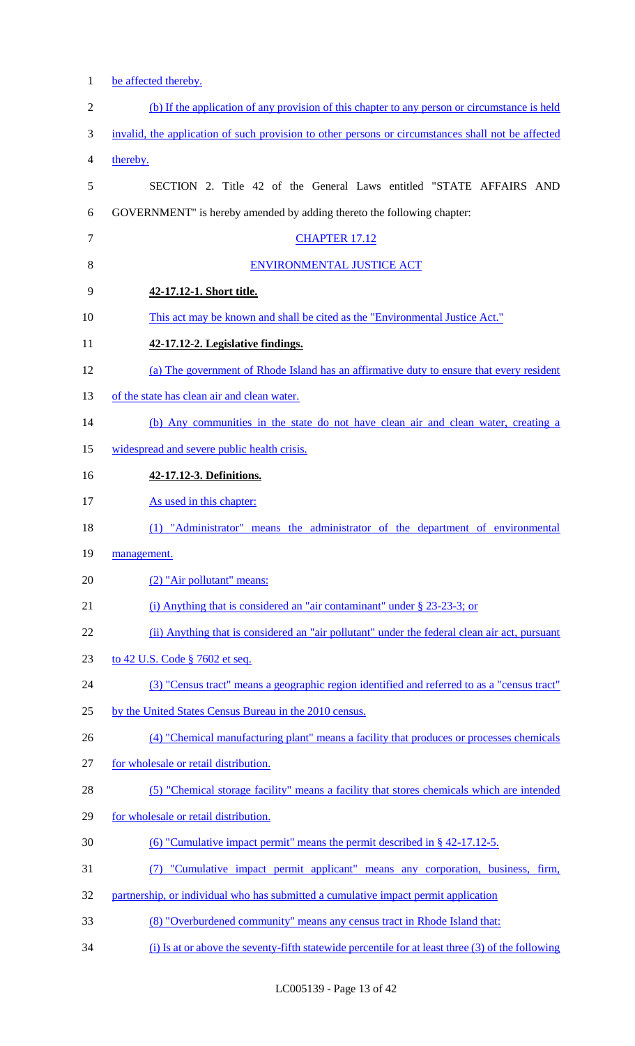be affected thereby.

(b) If the application of any provision of this chapter to any person or circumstance is held invalid, the application of such provision to other persons or circumstances shall not be affected thereby.

SECTION 2. Title 42 of the General Laws entitled "STATE AFFAIRS AND GOVERNMENT" is hereby amended by adding thereto the following chapter:

CHAPTER 17.12

ENVIRONMENTAL JUSTICE ACT

**42-17.12-1. Short title.**

This act may be known and shall be cited as the "Environmental Justice Act."

**42-17.12-2. Legislative findings.**

(a) The government of Rhode Island has an affirmative duty to ensure that every resident of the state has clean air and clean water.

(b) Any communities in the state do not have clean air and clean water, creating a widespread and severe public health crisis.

**42-17.12-3. Definitions.**

As used in this chapter:

(1) "Administrator" means the administrator of the department of environmental management.

(2) "Air pollutant" means:

(i) Anything that is considered an "air contaminant" under § 23-23-3; or

(ii) Anything that is considered an "air pollutant" under the federal clean air act, pursuant to 42 U.S. Code § 7602 et seq.

(3) "Census tract" means a geographic region identified and referred to as a "census tract" by the United States Census Bureau in the 2010 census.

(4) "Chemical manufacturing plant" means a facility that produces or processes chemicals for wholesale or retail distribution.

(5) "Chemical storage facility" means a facility that stores chemicals which are intended for wholesale or retail distribution.

(6) "Cumulative impact permit" means the permit described in § 42-17.12-5.

(7) "Cumulative impact permit applicant" means any corporation, business, firm, partnership, or individual who has submitted a cumulative impact permit application

(8) "Overburdened community" means any census tract in Rhode Island that:

(i) Is at or above the seventy-fifth statewide percentile for at least three (3) of the following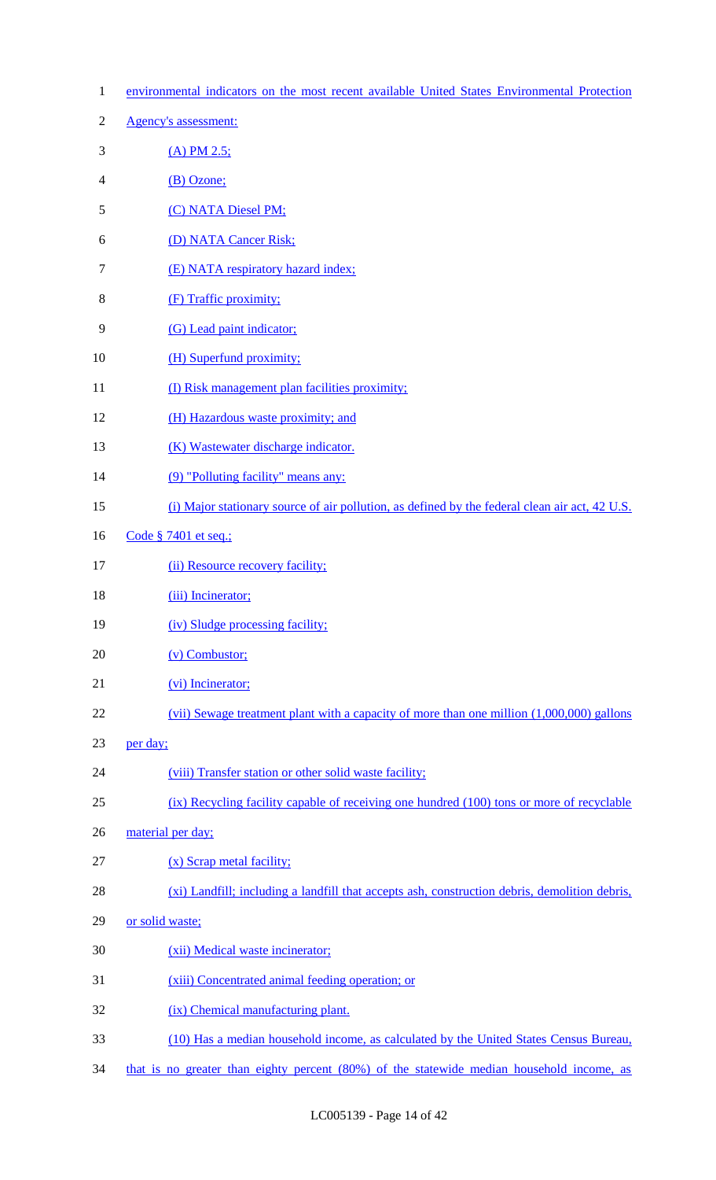environmental indicators on the most recent available United States Environmental Protection Agency's assessment:

(A) PM 2.5;

(B) Ozone;

(C) NATA Diesel PM;

(D) NATA Cancer Risk;

(E) NATA respiratory hazard index;

(F) Traffic proximity;

(G) Lead paint indicator;

(H) Superfund proximity;

(I) Risk management plan facilities proximity;

(H) Hazardous waste proximity; and

(K) Wastewater discharge indicator.

(9) "Polluting facility" means any:

(i) Major stationary source of air pollution, as defined by the federal clean air act, 42 U.S. Code § 7401 et seq.;

(ii) Resource recovery facility;

(iii) Incinerator;

(iv) Sludge processing facility;

(v) Combustor;

(vi) Incinerator;

(vii) Sewage treatment plant with a capacity of more than one million (1,000,000) gallons per day;

(viii) Transfer station or other solid waste facility;

(ix) Recycling facility capable of receiving one hundred (100) tons or more of recyclable material per day;

(x) Scrap metal facility;

(xi) Landfill; including a landfill that accepts ash, construction debris, demolition debris, or solid waste;

(xii) Medical waste incinerator;

(xiii) Concentrated animal feeding operation; or

(ix) Chemical manufacturing plant.

(10) Has a median household income, as calculated by the United States Census Bureau, that is no greater than eighty percent (80%) of the statewide median household income, as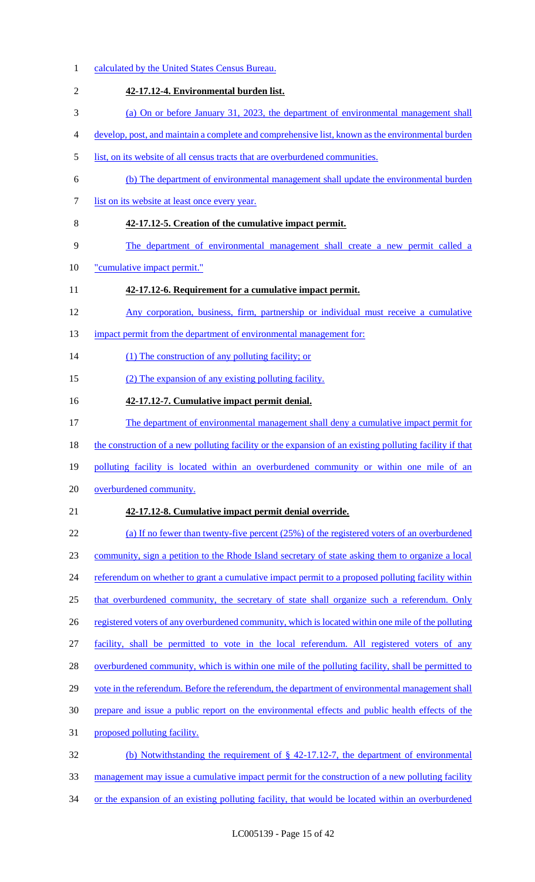calculated by the United States Census Bureau.

**42-17.12-4. Environmental burden list.**

(a) On or before January 31, 2023, the department of environmental management shall develop, post, and maintain a complete and comprehensive list, known as the environmental burden list, on its website of all census tracts that are overburdened communities.

(b) The department of environmental management shall update the environmental burden list on its website at least once every year.

**42-17.12-5. Creation of the cumulative impact permit.**

The department of environmental management shall create a new permit called a "cumulative impact permit."

**42-17.12-6. Requirement for a cumulative impact permit.**

Any corporation, business, firm, partnership or individual must receive a cumulative impact permit from the department of environmental management for:

(1) The construction of any polluting facility; or

(2) The expansion of any existing polluting facility.

**42-17.12-7. Cumulative impact permit denial.**

The department of environmental management shall deny a cumulative impact permit for the construction of a new polluting facility or the expansion of an existing polluting facility if that polluting facility is located within an overburdened community or within one mile of an overburdened community.

**42-17.12-8. Cumulative impact permit denial override.**

(a) If no fewer than twenty-five percent (25%) of the registered voters of an overburdened community, sign a petition to the Rhode Island secretary of state asking them to organize a local referendum on whether to grant a cumulative impact permit to a proposed polluting facility within that overburdened community, the secretary of state shall organize such a referendum. Only registered voters of any overburdened community, which is located within one mile of the polluting facility, shall be permitted to vote in the local referendum. All registered voters of any overburdened community, which is within one mile of the polluting facility, shall be permitted to vote in the referendum. Before the referendum, the department of environmental management shall prepare and issue a public report on the environmental effects and public health effects of the proposed polluting facility.

(b) Notwithstanding the requirement of § 42-17.12-7, the department of environmental management may issue a cumulative impact permit for the construction of a new polluting facility or the expansion of an existing polluting facility, that would be located within an overburdened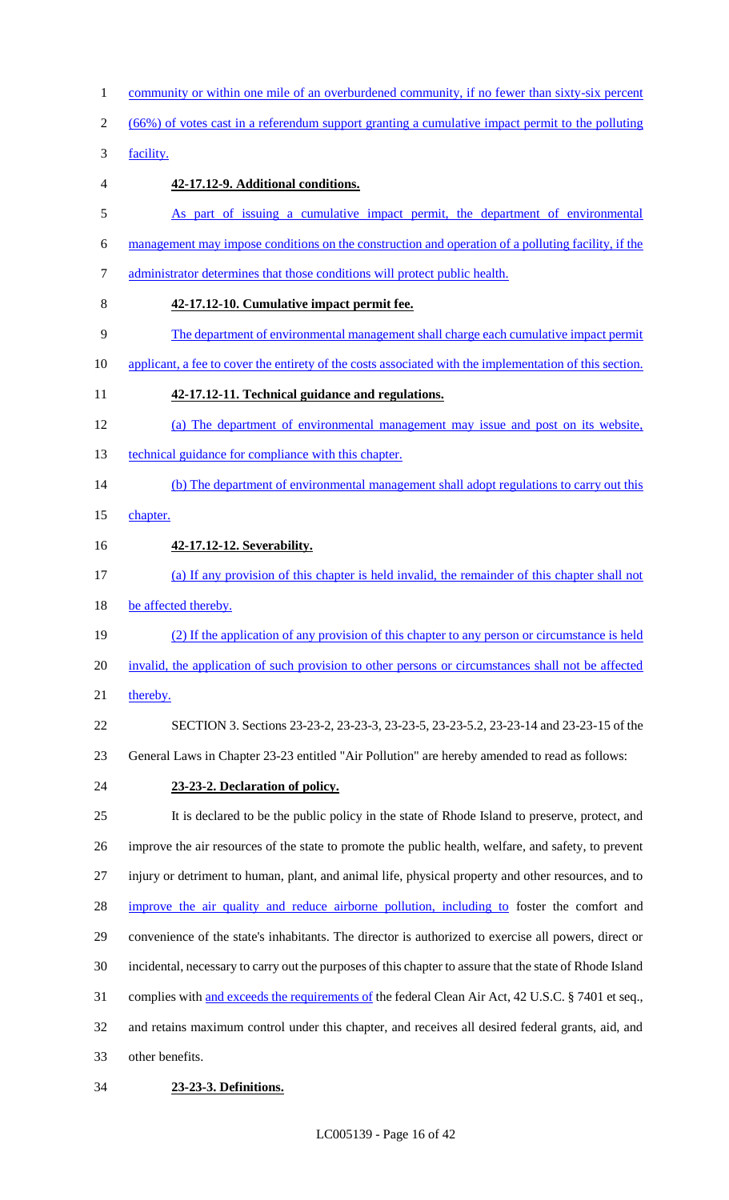community or within one mile of an overburdened community, if no fewer than sixty-six percent (66%) of votes cast in a referendum support granting a cumulative impact permit to the polluting facility.

**42-17.12-9. Additional conditions.**

As part of issuing a cumulative impact permit, the department of environmental management may impose conditions on the construction and operation of a polluting facility, if the administrator determines that those conditions will protect public health.

**42-17.12-10. Cumulative impact permit fee.**

The department of environmental management shall charge each cumulative impact permit applicant, a fee to cover the entirety of the costs associated with the implementation of this section.

**42-17.12-11. Technical guidance and regulations.**

(a) The department of environmental management may issue and post on its website, technical guidance for compliance with this chapter.

(b) The department of environmental management shall adopt regulations to carry out this chapter.

**42-17.12-12. Severability.**

(a) If any provision of this chapter is held invalid, the remainder of this chapter shall not be affected thereby.

(2) If the application of any provision of this chapter to any person or circumstance is held invalid, the application of such provision to other persons or circumstances shall not be affected thereby.

SECTION 3. Sections 23-23-2, 23-23-3, 23-23-5, 23-23-5.2, 23-23-14 and 23-23-15 of the General Laws in Chapter 23-23 entitled "Air Pollution" are hereby amended to read as follows:

**23-23-2. Declaration of policy.**

It is declared to be the public policy in the state of Rhode Island to preserve, protect, and improve the air resources of the state to promote the public health, welfare, and safety, to prevent injury or detriment to human, plant, and animal life, physical property and other resources, and to improve the air quality and reduce airborne pollution, including to foster the comfort and convenience of the state's inhabitants. The director is authorized to exercise all powers, direct or incidental, necessary to carry out the purposes of this chapter to assure that the state of Rhode Island complies with and exceeds the requirements of the federal Clean Air Act, 42 U.S.C. § 7401 et seq., and retains maximum control under this chapter, and receives all desired federal grants, aid, and other benefits.

**23-23-3. Definitions.**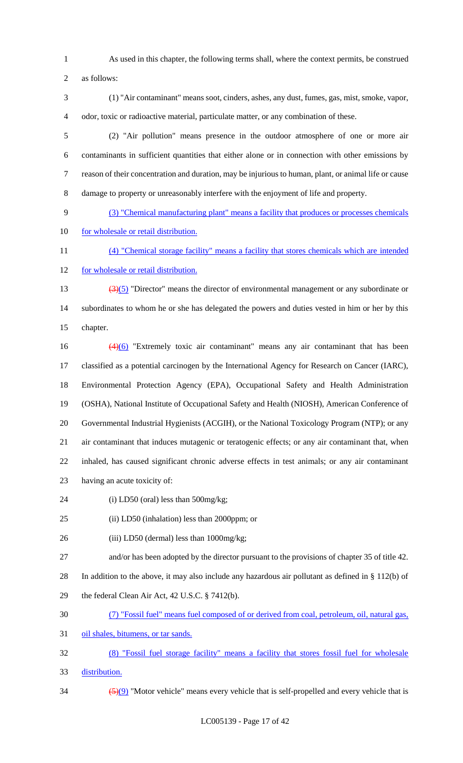As used in this chapter, the following terms shall, where the context permits, be construed as follows:

(1) "Air contaminant" means soot, cinders, ashes, any dust, fumes, gas, mist, smoke, vapor, odor, toxic or radioactive material, particulate matter, or any combination of these.

(2) "Air pollution" means presence in the outdoor atmosphere of one or more air contaminants in sufficient quantities that either alone or in connection with other emissions by reason of their concentration and duration, may be injurious to human, plant, or animal life or cause damage to property or unreasonably interfere with the enjoyment of life and property.

(3) "Chemical manufacturing plant" means a facility that produces or processes chemicals for wholesale or retail distribution.

(4) "Chemical storage facility" means a facility that stores chemicals which are intended for wholesale or retail distribution.

~~(3)~~(5) "Director" means the director of environmental management or any subordinate or subordinates to whom he or she has delegated the powers and duties vested in him or her by this chapter.

~~(4)~~(6) "Extremely toxic air contaminant" means any air contaminant that has been classified as a potential carcinogen by the International Agency for Research on Cancer (IARC), Environmental Protection Agency (EPA), Occupational Safety and Health Administration (OSHA), National Institute of Occupational Safety and Health (NIOSH), American Conference of Governmental Industrial Hygienists (ACGIH), or the National Toxicology Program (NTP); or any air contaminant that induces mutagenic or teratogenic effects; or any air contaminant that, when inhaled, has caused significant chronic adverse effects in test animals; or any air contaminant having an acute toxicity of:

(i) LD50 (oral) less than 500mg/kg;

(ii) LD50 (inhalation) less than 2000ppm; or

(iii) LD50 (dermal) less than 1000mg/kg;

and/or has been adopted by the director pursuant to the provisions of chapter 35 of title 42. In addition to the above, it may also include any hazardous air pollutant as defined in § 112(b) of the federal Clean Air Act, 42 U.S.C. § 7412(b).

(7) "Fossil fuel" means fuel composed of or derived from coal, petroleum, oil, natural gas, oil shales, bitumens, or tar sands.

(8) "Fossil fuel storage facility" means a facility that stores fossil fuel for wholesale distribution.

~~(5)~~(9) "Motor vehicle" means every vehicle that is self-propelled and every vehicle that is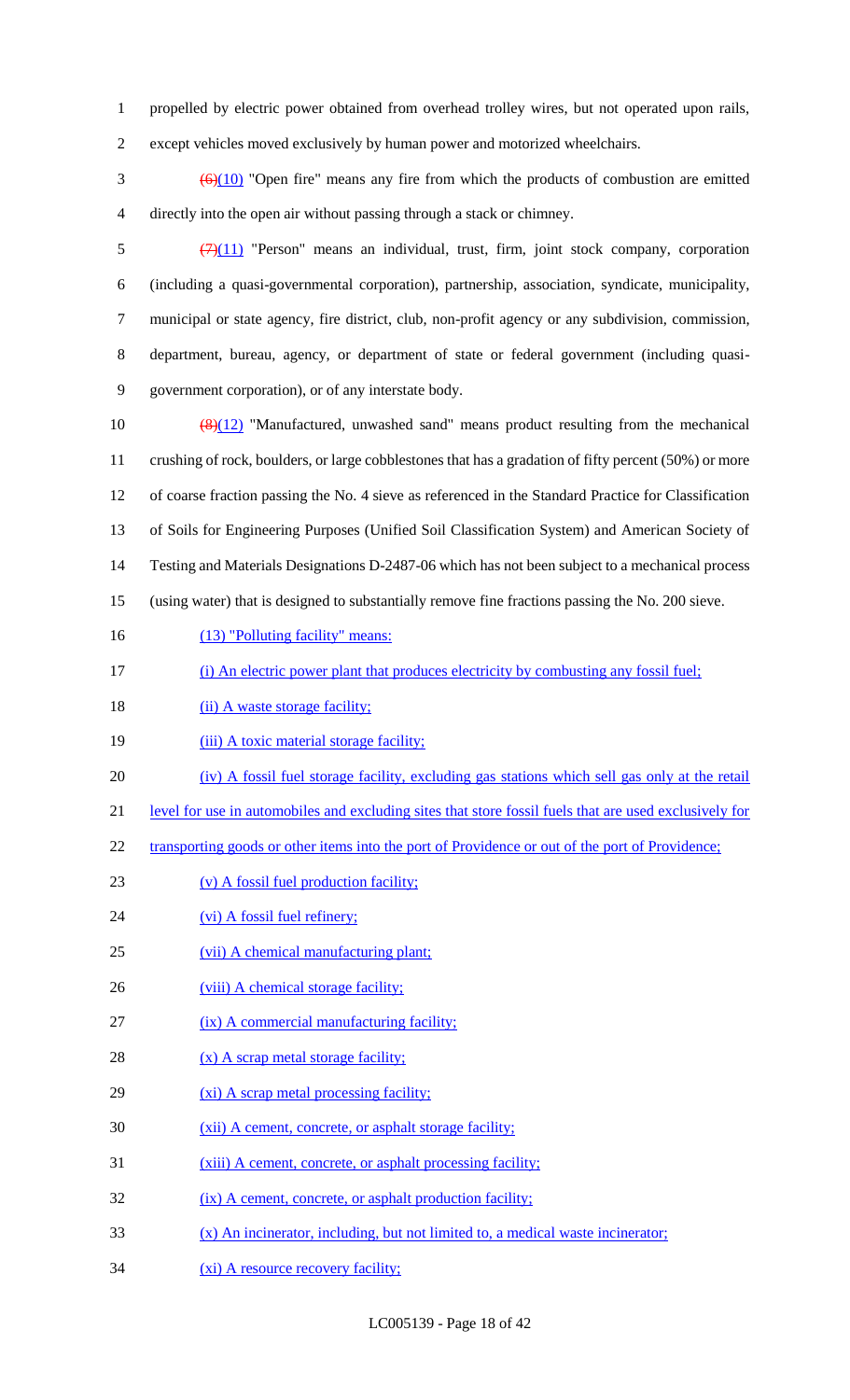propelled by electric power obtained from overhead trolley wires, but not operated upon rails, except vehicles moved exclusively by human power and motorized wheelchairs.

~~(6)~~(10) "Open fire" means any fire from which the products of combustion are emitted directly into the open air without passing through a stack or chimney.

~~(7)~~(11) "Person" means an individual, trust, firm, joint stock company, corporation (including a quasi-governmental corporation), partnership, association, syndicate, municipality, municipal or state agency, fire district, club, non-profit agency or any subdivision, commission, department, bureau, agency, or department of state or federal government (including quasi-government corporation), or of any interstate body.

~~(8)~~(12) "Manufactured, unwashed sand" means product resulting from the mechanical crushing of rock, boulders, or large cobblestones that has a gradation of fifty percent (50%) or more of coarse fraction passing the No. 4 sieve as referenced in the Standard Practice for Classification of Soils for Engineering Purposes (Unified Soil Classification System) and American Society of Testing and Materials Designations D-2487-06 which has not been subject to a mechanical process (using water) that is designed to substantially remove fine fractions passing the No. 200 sieve.

(13) "Polluting facility" means:

(i) An electric power plant that produces electricity by combusting any fossil fuel;

(ii) A waste storage facility;

(iii) A toxic material storage facility;

(iv) A fossil fuel storage facility, excluding gas stations which sell gas only at the retail level for use in automobiles and excluding sites that store fossil fuels that are used exclusively for transporting goods or other items into the port of Providence or out of the port of Providence;

(v) A fossil fuel production facility;

(vi) A fossil fuel refinery;

(vii) A chemical manufacturing plant;

(viii) A chemical storage facility;

(ix) A commercial manufacturing facility;

(x) A scrap metal storage facility;

(xi) A scrap metal processing facility;

(xii) A cement, concrete, or asphalt storage facility;

(xiii) A cement, concrete, or asphalt processing facility;

(ix) A cement, concrete, or asphalt production facility;

(x) An incinerator, including, but not limited to, a medical waste incinerator;

(xi) A resource recovery facility;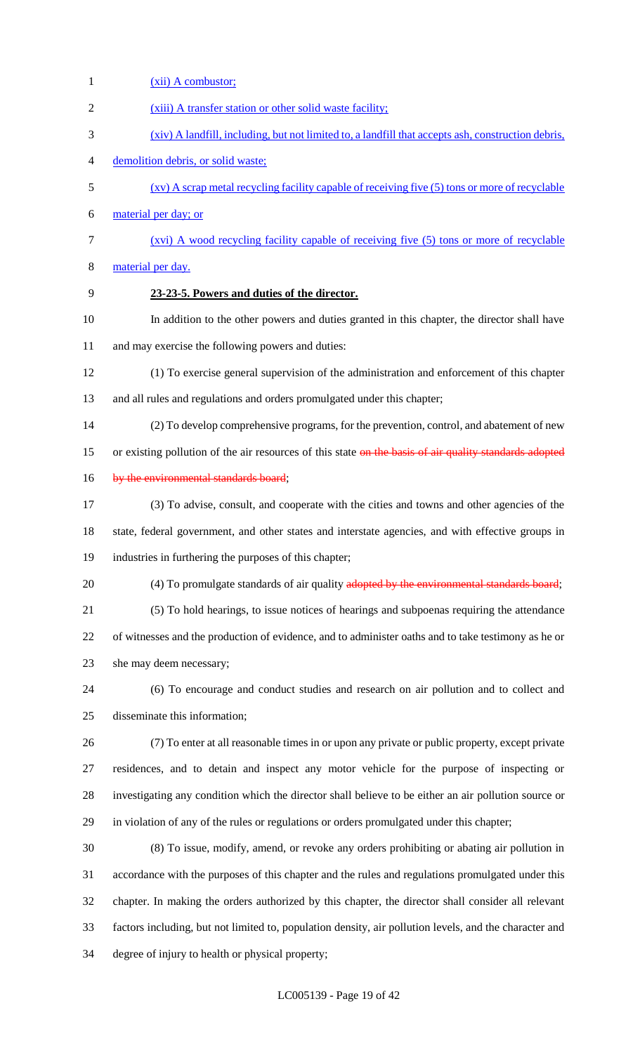(xii) A combustor;

(xiii) A transfer station or other solid waste facility;

(xiv) A landfill, including, but not limited to, a landfill that accepts ash, construction debris, demolition debris, or solid waste;

(xv) A scrap metal recycling facility capable of receiving five (5) tons or more of recyclable material per day; or

(xvi) A wood recycling facility capable of receiving five (5) tons or more of recyclable material per day.

**23-23-5. Powers and duties of the director.**

In addition to the other powers and duties granted in this chapter, the director shall have and may exercise the following powers and duties:

(1) To exercise general supervision of the administration and enforcement of this chapter and all rules and regulations and orders promulgated under this chapter;

(2) To develop comprehensive programs, for the prevention, control, and abatement of new or existing pollution of the air resources of this state ~~on the basis of air quality standards adopted by the environmental standards board~~;

(3) To advise, consult, and cooperate with the cities and towns and other agencies of the state, federal government, and other states and interstate agencies, and with effective groups in industries in furthering the purposes of this chapter;

(4) To promulgate standards of air quality ~~adopted by the environmental standards board~~;

(5) To hold hearings, to issue notices of hearings and subpoenas requiring the attendance of witnesses and the production of evidence, and to administer oaths and to take testimony as he or she may deem necessary;

(6) To encourage and conduct studies and research on air pollution and to collect and disseminate this information;

(7) To enter at all reasonable times in or upon any private or public property, except private residences, and to detain and inspect any motor vehicle for the purpose of inspecting or investigating any condition which the director shall believe to be either an air pollution source or in violation of any of the rules or regulations or orders promulgated under this chapter;

(8) To issue, modify, amend, or revoke any orders prohibiting or abating air pollution in accordance with the purposes of this chapter and the rules and regulations promulgated under this chapter. In making the orders authorized by this chapter, the director shall consider all relevant factors including, but not limited to, population density, air pollution levels, and the character and degree of injury to health or physical property;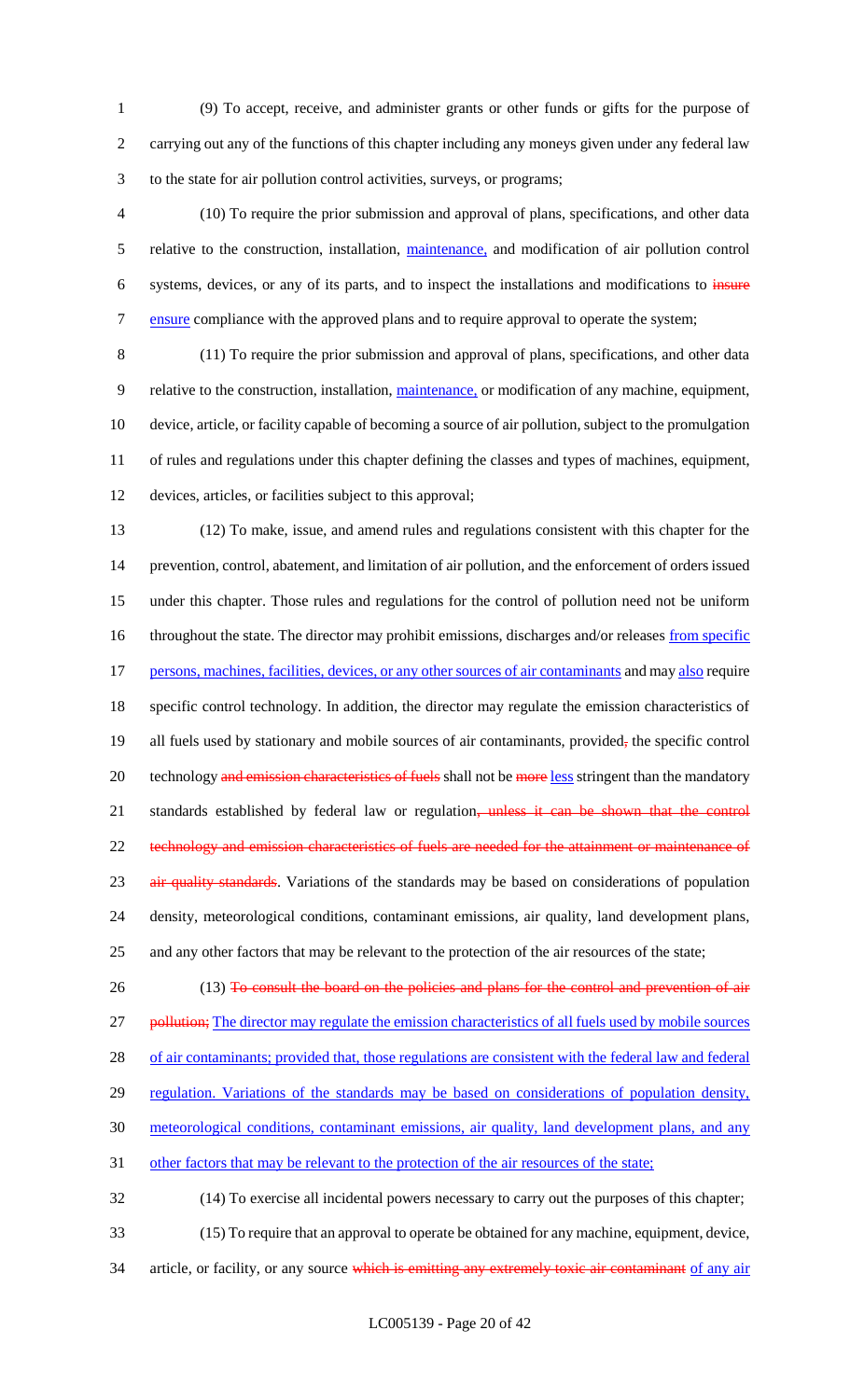(9) To accept, receive, and administer grants or other funds or gifts for the purpose of carrying out any of the functions of this chapter including any moneys given under any federal law to the state for air pollution control activities, surveys, or programs;

(10) To require the prior submission and approval of plans, specifications, and other data relative to the construction, installation, maintenance, and modification of air pollution control systems, devices, or any of its parts, and to inspect the installations and modifications to insure ensure compliance with the approved plans and to require approval to operate the system;

(11) To require the prior submission and approval of plans, specifications, and other data relative to the construction, installation, maintenance, or modification of any machine, equipment, device, article, or facility capable of becoming a source of air pollution, subject to the promulgation of rules and regulations under this chapter defining the classes and types of machines, equipment, devices, articles, or facilities subject to this approval;

(12) To make, issue, and amend rules and regulations consistent with this chapter for the prevention, control, abatement, and limitation of air pollution, and the enforcement of orders issued under this chapter. Those rules and regulations for the control of pollution need not be uniform throughout the state. The director may prohibit emissions, discharges and/or releases from specific persons, machines, facilities, devices, or any other sources of air contaminants and may also require specific control technology. In addition, the director may regulate the emission characteristics of all fuels used by stationary and mobile sources of air contaminants, provided, the specific control technology and emission characteristics of fuels shall not be more less stringent than the mandatory standards established by federal law or regulation, unless it can be shown that the control technology and emission characteristics of fuels are needed for the attainment or maintenance of air quality standards. Variations of the standards may be based on considerations of population density, meteorological conditions, contaminant emissions, air quality, land development plans, and any other factors that may be relevant to the protection of the air resources of the state;

(13) To consult the board on the policies and plans for the control and prevention of air pollution; The director may regulate the emission characteristics of all fuels used by mobile sources of air contaminants; provided that, those regulations are consistent with the federal law and federal regulation. Variations of the standards may be based on considerations of population density, meteorological conditions, contaminant emissions, air quality, land development plans, and any other factors that may be relevant to the protection of the air resources of the state;

(14) To exercise all incidental powers necessary to carry out the purposes of this chapter;

(15) To require that an approval to operate be obtained for any machine, equipment, device, article, or facility, or any source which is emitting any extremely toxic air contaminant of any air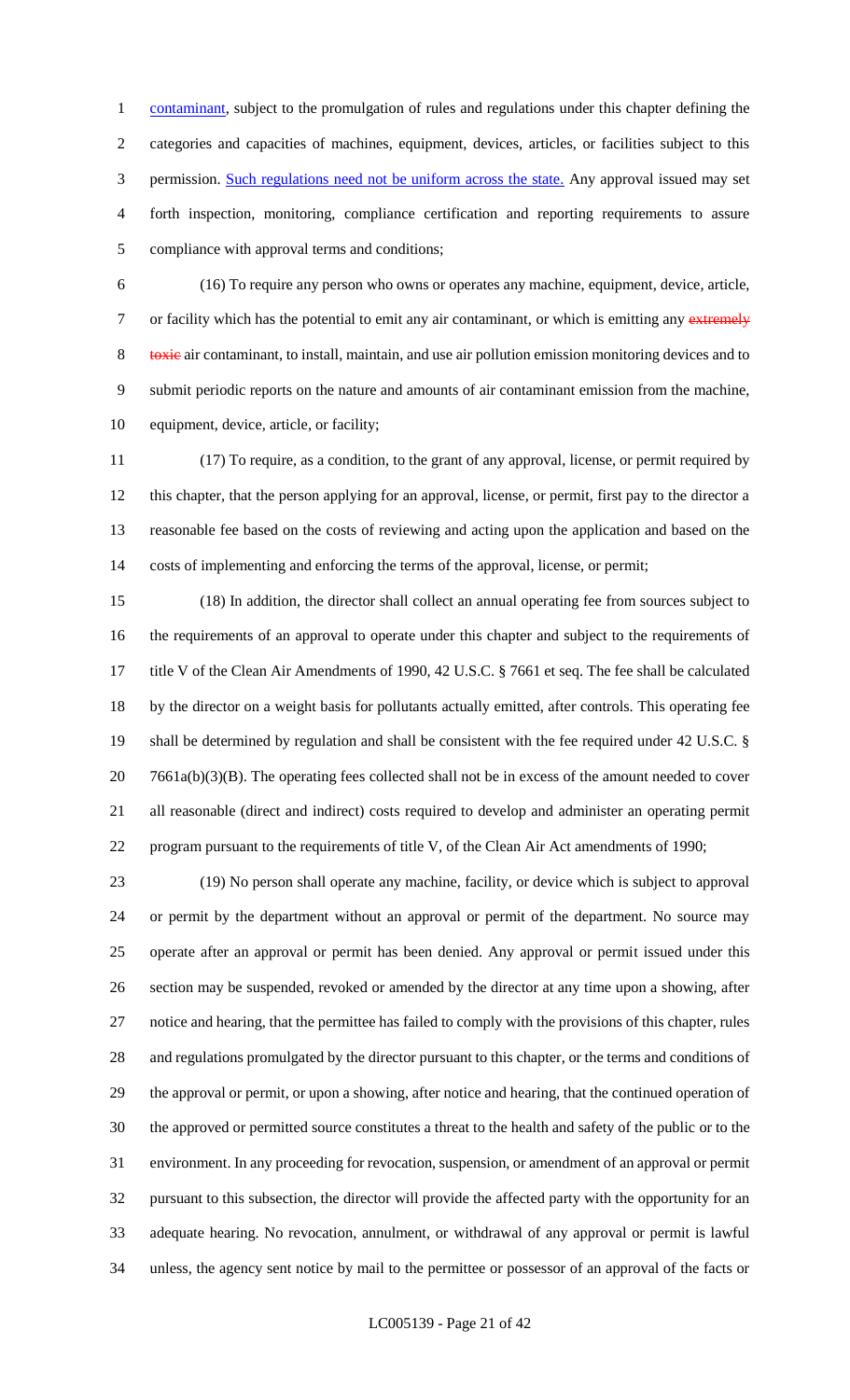contaminant, subject to the promulgation of rules and regulations under this chapter defining the categories and capacities of machines, equipment, devices, articles, or facilities subject to this permission. Such regulations need not be uniform across the state. Any approval issued may set forth inspection, monitoring, compliance certification and reporting requirements to assure compliance with approval terms and conditions;

(16) To require any person who owns or operates any machine, equipment, device, article, or facility which has the potential to emit any air contaminant, or which is emitting any ~~extremely toxic~~ air contaminant, to install, maintain, and use air pollution emission monitoring devices and to submit periodic reports on the nature and amounts of air contaminant emission from the machine, equipment, device, article, or facility;

(17) To require, as a condition, to the grant of any approval, license, or permit required by this chapter, that the person applying for an approval, license, or permit, first pay to the director a reasonable fee based on the costs of reviewing and acting upon the application and based on the costs of implementing and enforcing the terms of the approval, license, or permit;

(18) In addition, the director shall collect an annual operating fee from sources subject to the requirements of an approval to operate under this chapter and subject to the requirements of title V of the Clean Air Amendments of 1990, 42 U.S.C. § 7661 et seq. The fee shall be calculated by the director on a weight basis for pollutants actually emitted, after controls. This operating fee shall be determined by regulation and shall be consistent with the fee required under 42 U.S.C. § 7661a(b)(3)(B). The operating fees collected shall not be in excess of the amount needed to cover all reasonable (direct and indirect) costs required to develop and administer an operating permit program pursuant to the requirements of title V, of the Clean Air Act amendments of 1990;

(19) No person shall operate any machine, facility, or device which is subject to approval or permit by the department without an approval or permit of the department. No source may operate after an approval or permit has been denied. Any approval or permit issued under this section may be suspended, revoked or amended by the director at any time upon a showing, after notice and hearing, that the permittee has failed to comply with the provisions of this chapter, rules and regulations promulgated by the director pursuant to this chapter, or the terms and conditions of the approval or permit, or upon a showing, after notice and hearing, that the continued operation of the approved or permitted source constitutes a threat to the health and safety of the public or to the environment. In any proceeding for revocation, suspension, or amendment of an approval or permit pursuant to this subsection, the director will provide the affected party with the opportunity for an adequate hearing. No revocation, annulment, or withdrawal of any approval or permit is lawful unless, the agency sent notice by mail to the permittee or possessor of an approval of the facts or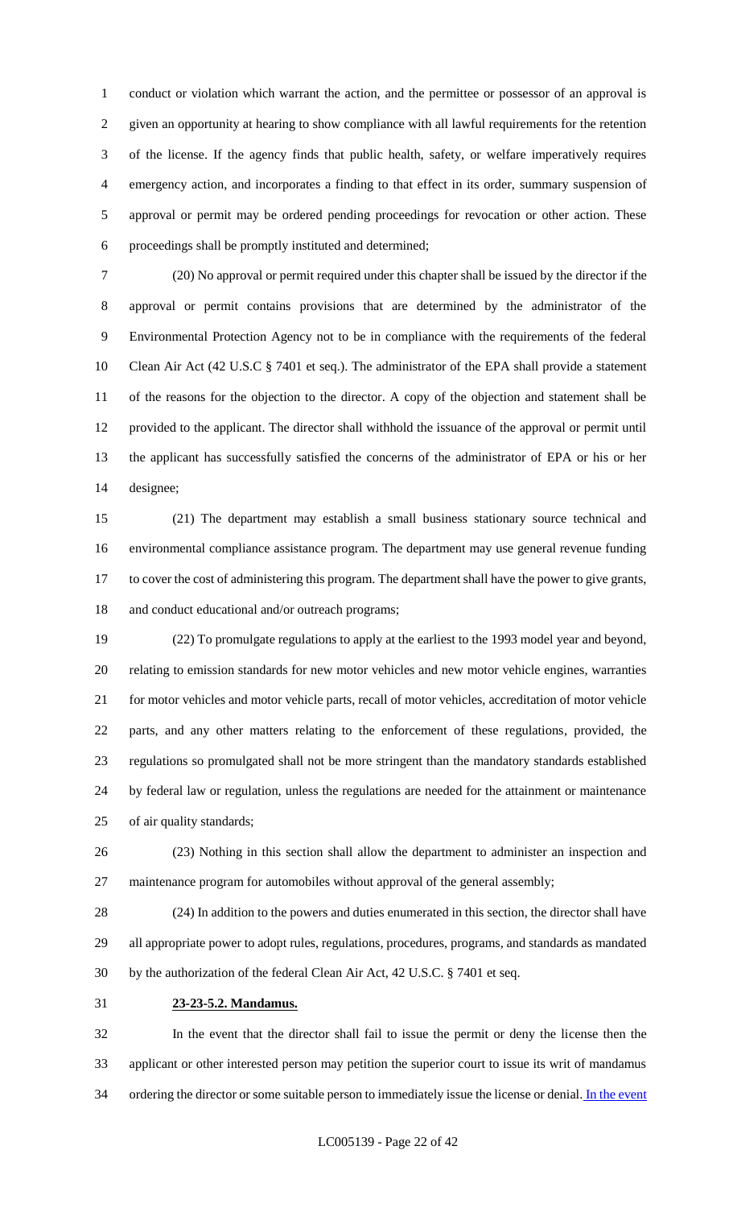conduct or violation which warrant the action, and the permittee or possessor of an approval is given an opportunity at hearing to show compliance with all lawful requirements for the retention of the license. If the agency finds that public health, safety, or welfare imperatively requires emergency action, and incorporates a finding to that effect in its order, summary suspension of approval or permit may be ordered pending proceedings for revocation or other action. These proceedings shall be promptly instituted and determined;

(20) No approval or permit required under this chapter shall be issued by the director if the approval or permit contains provisions that are determined by the administrator of the Environmental Protection Agency not to be in compliance with the requirements of the federal Clean Air Act (42 U.S.C § 7401 et seq.). The administrator of the EPA shall provide a statement of the reasons for the objection to the director. A copy of the objection and statement shall be provided to the applicant. The director shall withhold the issuance of the approval or permit until the applicant has successfully satisfied the concerns of the administrator of EPA or his or her designee;

(21) The department may establish a small business stationary source technical and environmental compliance assistance program. The department may use general revenue funding to cover the cost of administering this program. The department shall have the power to give grants, and conduct educational and/or outreach programs;

(22) To promulgate regulations to apply at the earliest to the 1993 model year and beyond, relating to emission standards for new motor vehicles and new motor vehicle engines, warranties for motor vehicles and motor vehicle parts, recall of motor vehicles, accreditation of motor vehicle parts, and any other matters relating to the enforcement of these regulations, provided, the regulations so promulgated shall not be more stringent than the mandatory standards established by federal law or regulation, unless the regulations are needed for the attainment or maintenance of air quality standards;

(23) Nothing in this section shall allow the department to administer an inspection and maintenance program for automobiles without approval of the general assembly;

(24) In addition to the powers and duties enumerated in this section, the director shall have all appropriate power to adopt rules, regulations, procedures, programs, and standards as mandated by the authorization of the federal Clean Air Act, 42 U.S.C. § 7401 et seq.

**23-23-5.2. Mandamus.**

In the event that the director shall fail to issue the permit or deny the license then the applicant or other interested person may petition the superior court to issue its writ of mandamus ordering the director or some suitable person to immediately issue the license or denial. In the event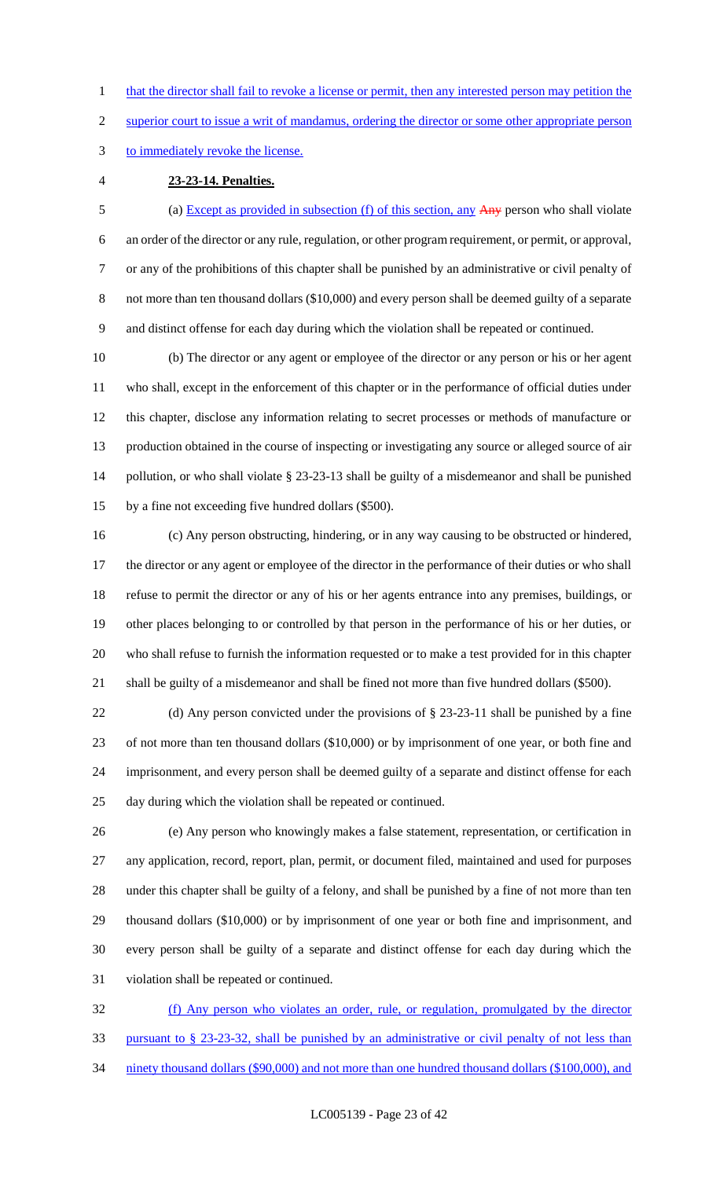that the director shall fail to revoke a license or permit, then any interested person may petition the superior court to issue a writ of mandamus, ordering the director or some other appropriate person to immediately revoke the license.

**23-23-14. Penalties.**

(a) Except as provided in subsection (f) of this section, any ~~Any~~ person who shall violate an order of the director or any rule, regulation, or other program requirement, or permit, or approval, or any of the prohibitions of this chapter shall be punished by an administrative or civil penalty of not more than ten thousand dollars ($10,000) and every person shall be deemed guilty of a separate and distinct offense for each day during which the violation shall be repeated or continued.

(b) The director or any agent or employee of the director or any person or his or her agent who shall, except in the enforcement of this chapter or in the performance of official duties under this chapter, disclose any information relating to secret processes or methods of manufacture or production obtained in the course of inspecting or investigating any source or alleged source of air pollution, or who shall violate § 23-23-13 shall be guilty of a misdemeanor and shall be punished by a fine not exceeding five hundred dollars ($500).

(c) Any person obstructing, hindering, or in any way causing to be obstructed or hindered, the director or any agent or employee of the director in the performance of their duties or who shall refuse to permit the director or any of his or her agents entrance into any premises, buildings, or other places belonging to or controlled by that person in the performance of his or her duties, or who shall refuse to furnish the information requested or to make a test provided for in this chapter shall be guilty of a misdemeanor and shall be fined not more than five hundred dollars ($500).

(d) Any person convicted under the provisions of § 23-23-11 shall be punished by a fine of not more than ten thousand dollars ($10,000) or by imprisonment of one year, or both fine and imprisonment, and every person shall be deemed guilty of a separate and distinct offense for each day during which the violation shall be repeated or continued.

(e) Any person who knowingly makes a false statement, representation, or certification in any application, record, report, plan, permit, or document filed, maintained and used for purposes under this chapter shall be guilty of a felony, and shall be punished by a fine of not more than ten thousand dollars ($10,000) or by imprisonment of one year or both fine and imprisonment, and every person shall be guilty of a separate and distinct offense for each day during which the violation shall be repeated or continued.

(f) Any person who violates an order, rule, or regulation, promulgated by the director pursuant to § 23-23-32, shall be punished by an administrative or civil penalty of not less than ninety thousand dollars ($90,000) and not more than one hundred thousand dollars ($100,000), and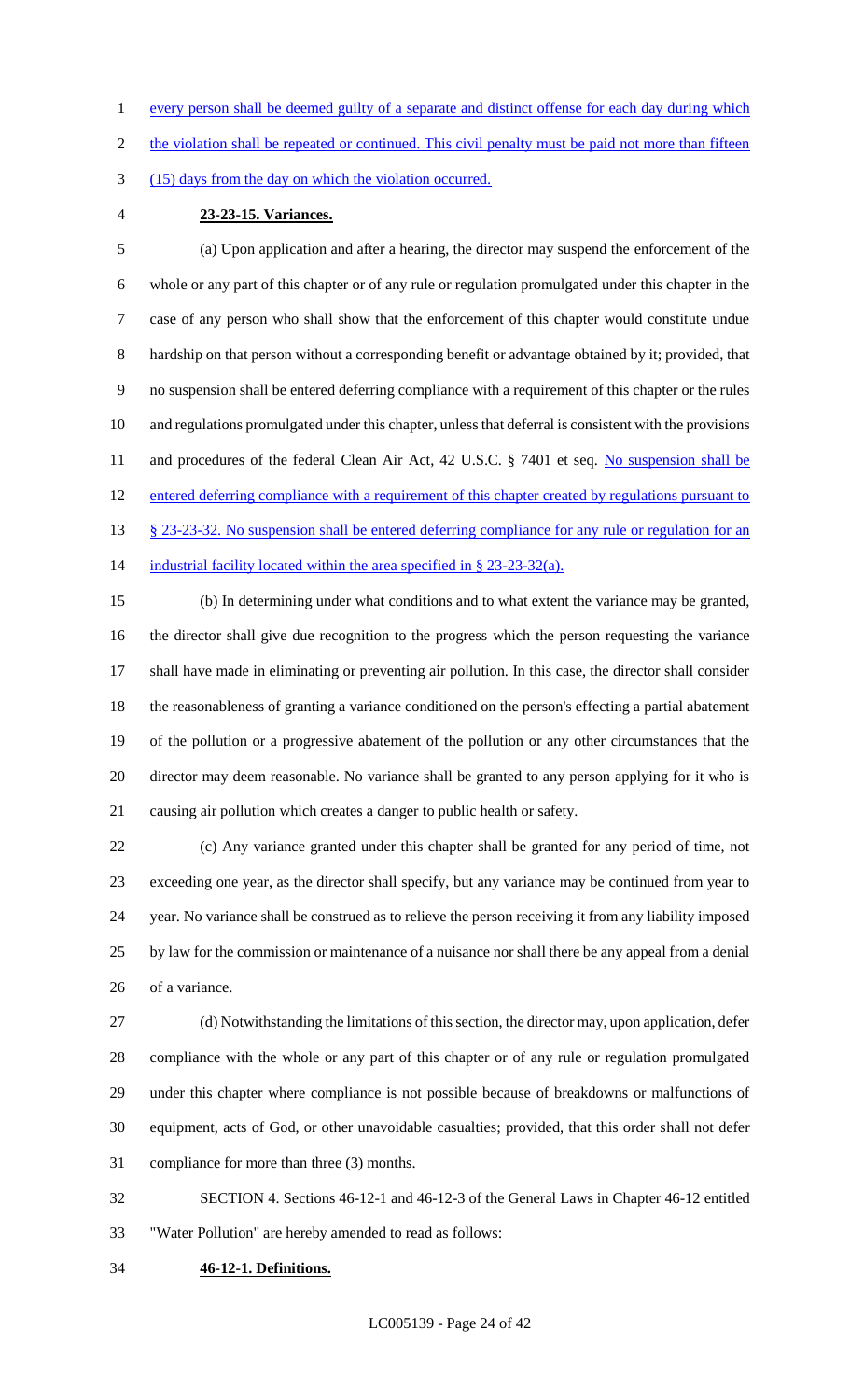every person shall be deemed guilty of a separate and distinct offense for each day during which the violation shall be repeated or continued. This civil penalty must be paid not more than fifteen (15) days from the day on which the violation occurred.

**23-23-15. Variances.**

(a) Upon application and after a hearing, the director may suspend the enforcement of the whole or any part of this chapter or of any rule or regulation promulgated under this chapter in the case of any person who shall show that the enforcement of this chapter would constitute undue hardship on that person without a corresponding benefit or advantage obtained by it; provided, that no suspension shall be entered deferring compliance with a requirement of this chapter or the rules and regulations promulgated under this chapter, unless that deferral is consistent with the provisions and procedures of the federal Clean Air Act, 42 U.S.C. § 7401 et seq. No suspension shall be entered deferring compliance with a requirement of this chapter created by regulations pursuant to § 23-23-32. No suspension shall be entered deferring compliance for any rule or regulation for an industrial facility located within the area specified in § 23-23-32(a).

(b) In determining under what conditions and to what extent the variance may be granted, the director shall give due recognition to the progress which the person requesting the variance shall have made in eliminating or preventing air pollution. In this case, the director shall consider the reasonableness of granting a variance conditioned on the person's effecting a partial abatement of the pollution or a progressive abatement of the pollution or any other circumstances that the director may deem reasonable. No variance shall be granted to any person applying for it who is causing air pollution which creates a danger to public health or safety.

(c) Any variance granted under this chapter shall be granted for any period of time, not exceeding one year, as the director shall specify, but any variance may be continued from year to year. No variance shall be construed as to relieve the person receiving it from any liability imposed by law for the commission or maintenance of a nuisance nor shall there be any appeal from a denial of a variance.

(d) Notwithstanding the limitations of this section, the director may, upon application, defer compliance with the whole or any part of this chapter or of any rule or regulation promulgated under this chapter where compliance is not possible because of breakdowns or malfunctions of equipment, acts of God, or other unavoidable casualties; provided, that this order shall not defer compliance for more than three (3) months.

SECTION 4. Sections 46-12-1 and 46-12-3 of the General Laws in Chapter 46-12 entitled "Water Pollution" are hereby amended to read as follows:

**46-12-1. Definitions.**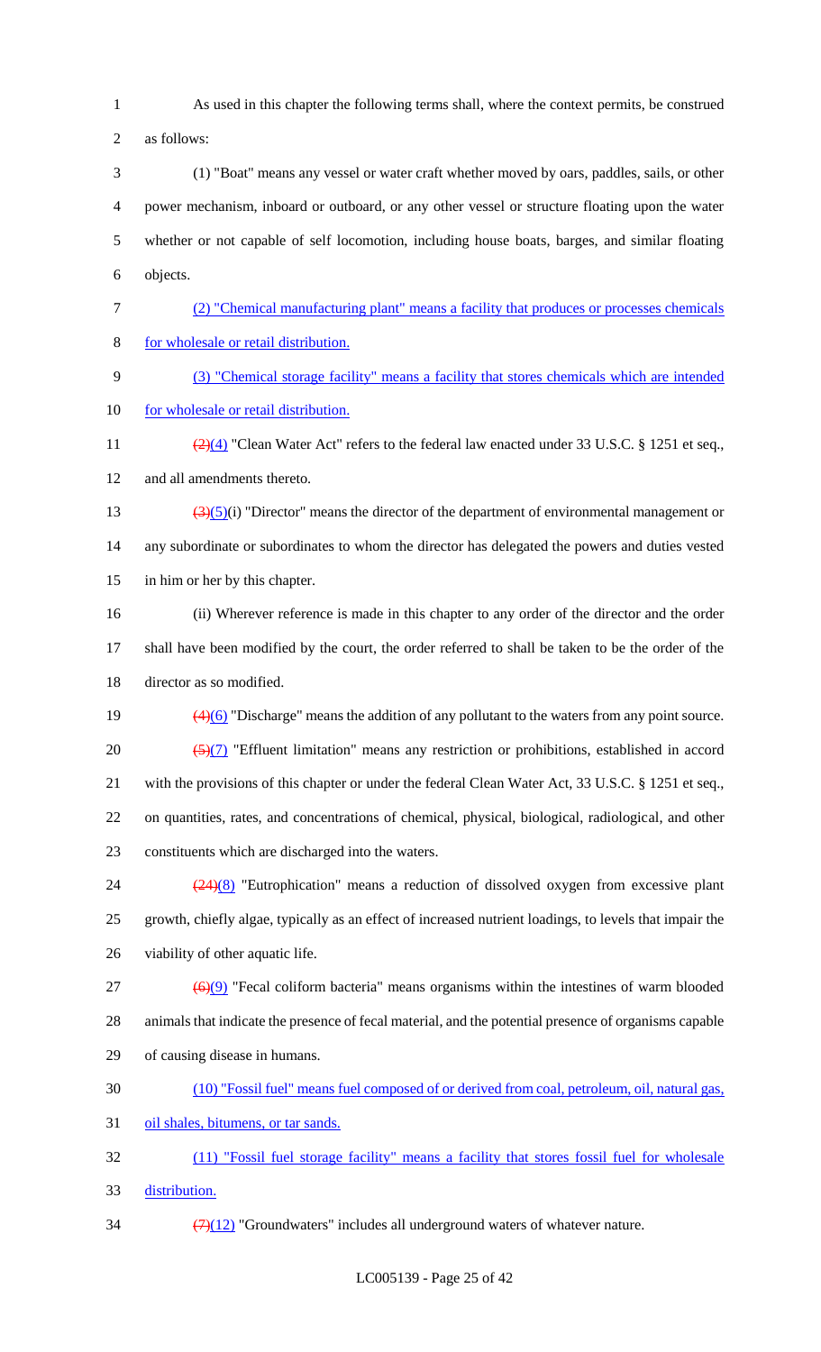As used in this chapter the following terms shall, where the context permits, be construed as follows:

(1) "Boat" means any vessel or water craft whether moved by oars, paddles, sails, or other power mechanism, inboard or outboard, or any other vessel or structure floating upon the water whether or not capable of self locomotion, including house boats, barges, and similar floating objects.

(2) "Chemical manufacturing plant" means a facility that produces or processes chemicals for wholesale or retail distribution.

(3) "Chemical storage facility" means a facility that stores chemicals which are intended for wholesale or retail distribution.

~~(2)~~(4) "Clean Water Act" refers to the federal law enacted under 33 U.S.C. § 1251 et seq., and all amendments thereto.

~~(3)~~(5)(i) "Director" means the director of the department of environmental management or any subordinate or subordinates to whom the director has delegated the powers and duties vested in him or her by this chapter.

(ii) Wherever reference is made in this chapter to any order of the director and the order shall have been modified by the court, the order referred to shall be taken to be the order of the director as so modified.

~~(4)~~(6) "Discharge" means the addition of any pollutant to the waters from any point source.

~~(5)~~(7) "Effluent limitation" means any restriction or prohibitions, established in accord with the provisions of this chapter or under the federal Clean Water Act, 33 U.S.C. § 1251 et seq., on quantities, rates, and concentrations of chemical, physical, biological, radiological, and other constituents which are discharged into the waters.

~~(24)~~(8) "Eutrophication" means a reduction of dissolved oxygen from excessive plant growth, chiefly algae, typically as an effect of increased nutrient loadings, to levels that impair the viability of other aquatic life.

~~(6)~~(9) "Fecal coliform bacteria" means organisms within the intestines of warm blooded animals that indicate the presence of fecal material, and the potential presence of organisms capable of causing disease in humans.

(10) "Fossil fuel" means fuel composed of or derived from coal, petroleum, oil, natural gas, oil shales, bitumens, or tar sands.

(11) "Fossil fuel storage facility" means a facility that stores fossil fuel for wholesale distribution.

~~(7)~~(12) "Groundwaters" includes all underground waters of whatever nature.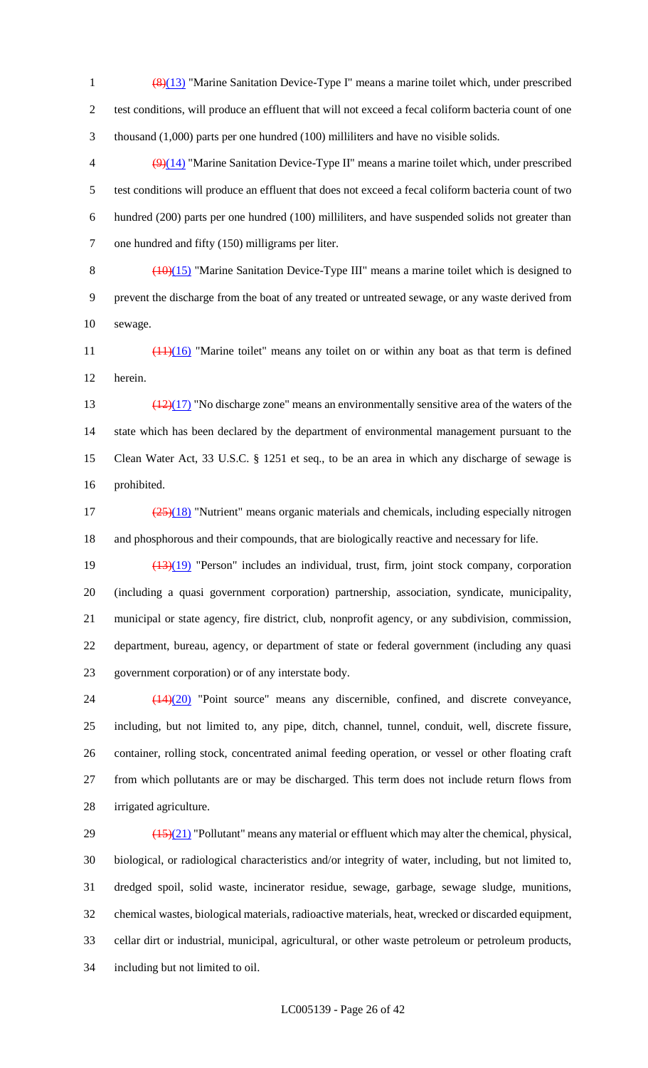(8)(13) "Marine Sanitation Device-Type I" means a marine toilet which, under prescribed test conditions, will produce an effluent that will not exceed a fecal coliform bacteria count of one thousand (1,000) parts per one hundred (100) milliliters and have no visible solids.

(9)(14) "Marine Sanitation Device-Type II" means a marine toilet which, under prescribed test conditions will produce an effluent that does not exceed a fecal coliform bacteria count of two hundred (200) parts per one hundred (100) milliliters, and have suspended solids not greater than one hundred and fifty (150) milligrams per liter.

(10)(15) "Marine Sanitation Device-Type III" means a marine toilet which is designed to prevent the discharge from the boat of any treated or untreated sewage, or any waste derived from sewage.

(11)(16) "Marine toilet" means any toilet on or within any boat as that term is defined herein.

(12)(17) "No discharge zone" means an environmentally sensitive area of the waters of the state which has been declared by the department of environmental management pursuant to the Clean Water Act, 33 U.S.C. § 1251 et seq., to be an area in which any discharge of sewage is prohibited.

(25)(18) "Nutrient" means organic materials and chemicals, including especially nitrogen and phosphorous and their compounds, that are biologically reactive and necessary for life.

(13)(19) "Person" includes an individual, trust, firm, joint stock company, corporation (including a quasi government corporation) partnership, association, syndicate, municipality, municipal or state agency, fire district, club, nonprofit agency, or any subdivision, commission, department, bureau, agency, or department of state or federal government (including any quasi government corporation) or of any interstate body.

(14)(20) "Point source" means any discernible, confined, and discrete conveyance, including, but not limited to, any pipe, ditch, channel, tunnel, conduit, well, discrete fissure, container, rolling stock, concentrated animal feeding operation, or vessel or other floating craft from which pollutants are or may be discharged. This term does not include return flows from irrigated agriculture.

(15)(21) "Pollutant" means any material or effluent which may alter the chemical, physical, biological, or radiological characteristics and/or integrity of water, including, but not limited to, dredged spoil, solid waste, incinerator residue, sewage, garbage, sewage sludge, munitions, chemical wastes, biological materials, radioactive materials, heat, wrecked or discarded equipment, cellar dirt or industrial, municipal, agricultural, or other waste petroleum or petroleum products, including but not limited to oil.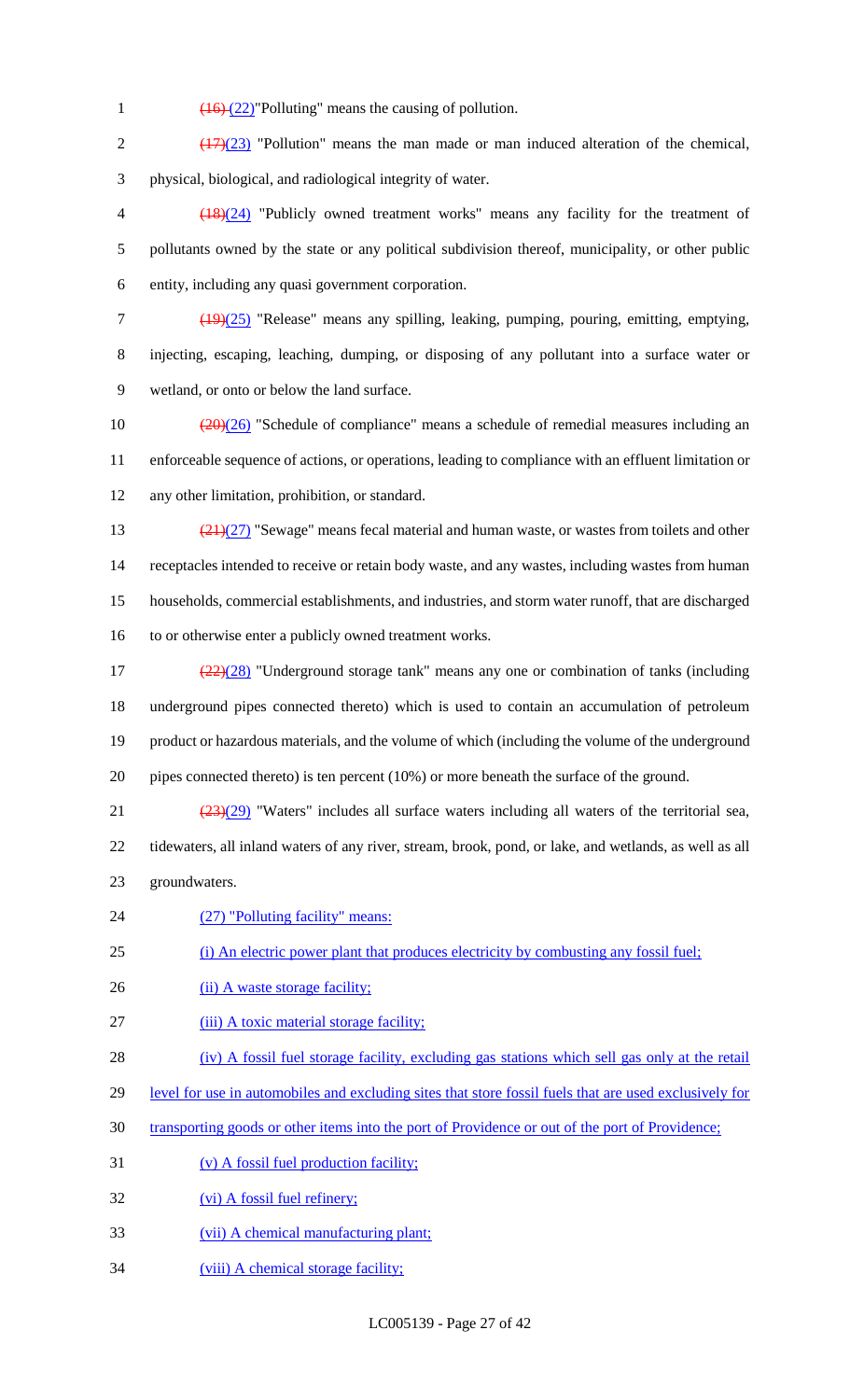~~(16)~~ (22)"Polluting" means the causing of pollution.

~~(17)~~(23) "Pollution" means the man made or man induced alteration of the chemical, physical, biological, and radiological integrity of water.

~~(18)~~(24) "Publicly owned treatment works" means any facility for the treatment of pollutants owned by the state or any political subdivision thereof, municipality, or other public entity, including any quasi government corporation.

~~(19)~~(25) "Release" means any spilling, leaking, pumping, pouring, emitting, emptying, injecting, escaping, leaching, dumping, or disposing of any pollutant into a surface water or wetland, or onto or below the land surface.

~~(20)~~(26) "Schedule of compliance" means a schedule of remedial measures including an enforceable sequence of actions, or operations, leading to compliance with an effluent limitation or any other limitation, prohibition, or standard.

~~(21)~~(27) "Sewage" means fecal material and human waste, or wastes from toilets and other receptacles intended to receive or retain body waste, and any wastes, including wastes from human households, commercial establishments, and industries, and storm water runoff, that are discharged to or otherwise enter a publicly owned treatment works.

~~(22)~~(28) "Underground storage tank" means any one or combination of tanks (including underground pipes connected thereto) which is used to contain an accumulation of petroleum product or hazardous materials, and the volume of which (including the volume of the underground pipes connected thereto) is ten percent (10%) or more beneath the surface of the ground.

~~(23)~~(29) "Waters" includes all surface waters including all waters of the territorial sea, tidewaters, all inland waters of any river, stream, brook, pond, or lake, and wetlands, as well as all groundwaters.

(27) "Polluting facility" means:

(i) An electric power plant that produces electricity by combusting any fossil fuel;

(ii) A waste storage facility;

(iii) A toxic material storage facility;

(iv) A fossil fuel storage facility, excluding gas stations which sell gas only at the retail level for use in automobiles and excluding sites that store fossil fuels that are used exclusively for transporting goods or other items into the port of Providence or out of the port of Providence;

(v) A fossil fuel production facility;

(vi) A fossil fuel refinery;

(vii) A chemical manufacturing plant;

(viii) A chemical storage facility;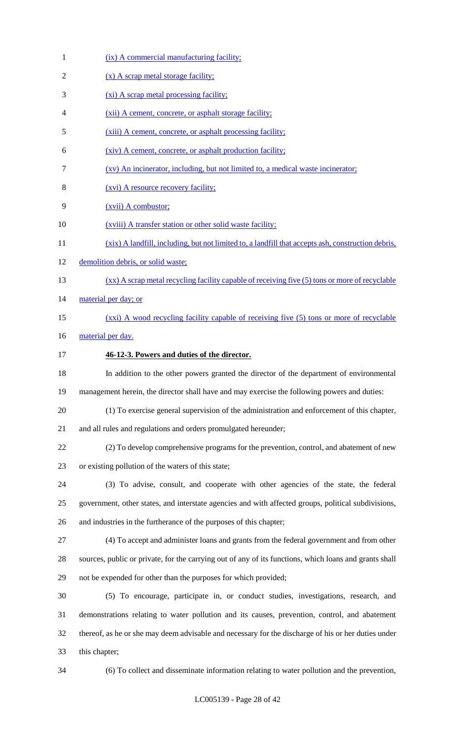(ix) A commercial manufacturing facility;

(x) A scrap metal storage facility;

(xi) A scrap metal processing facility;

(xii) A cement, concrete, or asphalt storage facility;

(xiii) A cement, concrete, or asphalt processing facility;

(xiv) A cement, concrete, or asphalt production facility;

(xv) An incinerator, including, but not limited to, a medical waste incinerator;

(xvi) A resource recovery facility;

(xvii) A combustor;

(xviii) A transfer station or other solid waste facility;

(xix) A landfill, including, but not limited to, a landfill that accepts ash, construction debris, demolition debris, or solid waste;

(xx) A scrap metal recycling facility capable of receiving five (5) tons or more of recyclable material per day; or

(xxi) A wood recycling facility capable of receiving five (5) tons or more of recyclable material per day.

**46-12-3. Powers and duties of the director.**

In addition to the other powers granted the director of the department of environmental management herein, the director shall have and may exercise the following powers and duties:

(1) To exercise general supervision of the administration and enforcement of this chapter, and all rules and regulations and orders promulgated hereunder;

(2) To develop comprehensive programs for the prevention, control, and abatement of new or existing pollution of the waters of this state;

(3) To advise, consult, and cooperate with other agencies of the state, the federal government, other states, and interstate agencies and with affected groups, political subdivisions, and industries in the furtherance of the purposes of this chapter;

(4) To accept and administer loans and grants from the federal government and from other sources, public or private, for the carrying out of any of its functions, which loans and grants shall not be expended for other than the purposes for which provided;

(5) To encourage, participate in, or conduct studies, investigations, research, and demonstrations relating to water pollution and its causes, prevention, control, and abatement thereof, as he or she may deem advisable and necessary for the discharge of his or her duties under this chapter;

(6) To collect and disseminate information relating to water pollution and the prevention,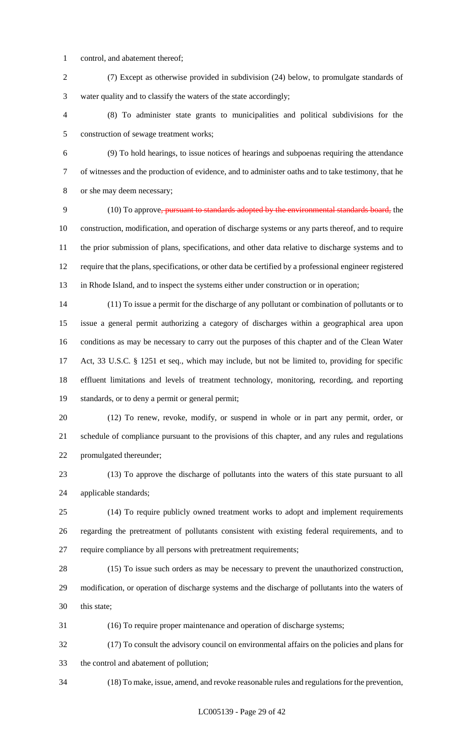control, and abatement thereof;

(7) Except as otherwise provided in subdivision (24) below, to promulgate standards of water quality and to classify the waters of the state accordingly;

(8) To administer state grants to municipalities and political subdivisions for the construction of sewage treatment works;

(9) To hold hearings, to issue notices of hearings and subpoenas requiring the attendance of witnesses and the production of evidence, and to administer oaths and to take testimony, that he or she may deem necessary;

(10) To approve~~, pursuant to standards adopted by the environmental standards board,~~ the construction, modification, and operation of discharge systems or any parts thereof, and to require the prior submission of plans, specifications, and other data relative to discharge systems and to require that the plans, specifications, or other data be certified by a professional engineer registered in Rhode Island, and to inspect the systems either under construction or in operation;

(11) To issue a permit for the discharge of any pollutant or combination of pollutants or to issue a general permit authorizing a category of discharges within a geographical area upon conditions as may be necessary to carry out the purposes of this chapter and of the Clean Water Act, 33 U.S.C. § 1251 et seq., which may include, but not be limited to, providing for specific effluent limitations and levels of treatment technology, monitoring, recording, and reporting standards, or to deny a permit or general permit;

(12) To renew, revoke, modify, or suspend in whole or in part any permit, order, or schedule of compliance pursuant to the provisions of this chapter, and any rules and regulations promulgated thereunder;

(13) To approve the discharge of pollutants into the waters of this state pursuant to all applicable standards;

(14) To require publicly owned treatment works to adopt and implement requirements regarding the pretreatment of pollutants consistent with existing federal requirements, and to require compliance by all persons with pretreatment requirements;

(15) To issue such orders as may be necessary to prevent the unauthorized construction, modification, or operation of discharge systems and the discharge of pollutants into the waters of this state;

(16) To require proper maintenance and operation of discharge systems;

(17) To consult the advisory council on environmental affairs on the policies and plans for the control and abatement of pollution;

(18) To make, issue, amend, and revoke reasonable rules and regulations for the prevention,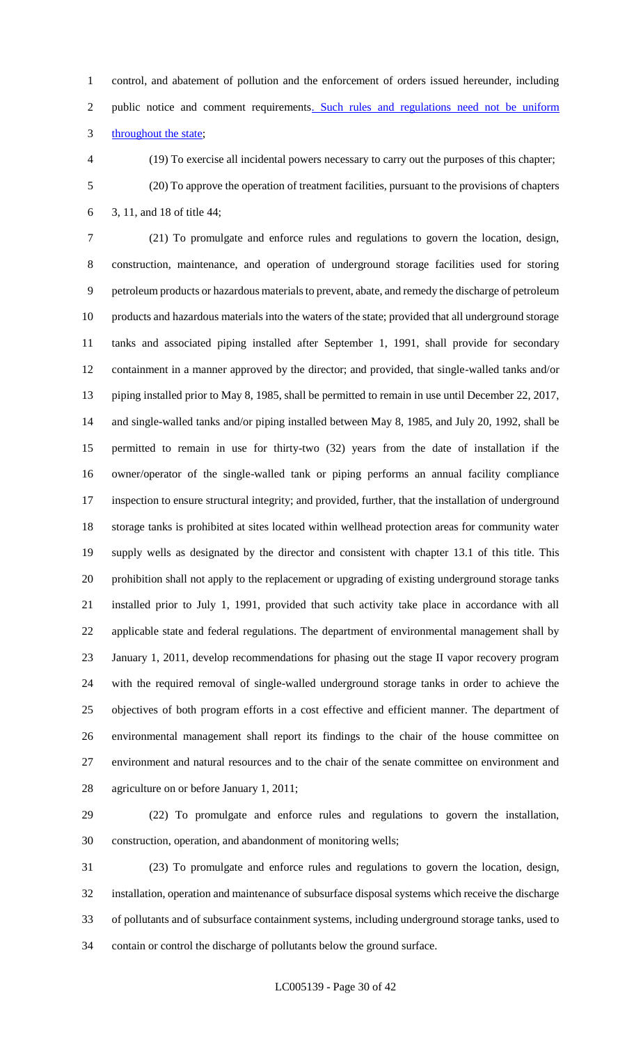control, and abatement of pollution and the enforcement of orders issued hereunder, including public notice and comment requirements. Such rules and regulations need not be uniform throughout the state;

(19) To exercise all incidental powers necessary to carry out the purposes of this chapter;

(20) To approve the operation of treatment facilities, pursuant to the provisions of chapters 3, 11, and 18 of title 44;

(21) To promulgate and enforce rules and regulations to govern the location, design, construction, maintenance, and operation of underground storage facilities used for storing petroleum products or hazardous materials to prevent, abate, and remedy the discharge of petroleum products and hazardous materials into the waters of the state; provided that all underground storage tanks and associated piping installed after September 1, 1991, shall provide for secondary containment in a manner approved by the director; and provided, that single-walled tanks and/or piping installed prior to May 8, 1985, shall be permitted to remain in use until December 22, 2017, and single-walled tanks and/or piping installed between May 8, 1985, and July 20, 1992, shall be permitted to remain in use for thirty-two (32) years from the date of installation if the owner/operator of the single-walled tank or piping performs an annual facility compliance inspection to ensure structural integrity; and provided, further, that the installation of underground storage tanks is prohibited at sites located within wellhead protection areas for community water supply wells as designated by the director and consistent with chapter 13.1 of this title. This prohibition shall not apply to the replacement or upgrading of existing underground storage tanks installed prior to July 1, 1991, provided that such activity take place in accordance with all applicable state and federal regulations. The department of environmental management shall by January 1, 2011, develop recommendations for phasing out the stage II vapor recovery program with the required removal of single-walled underground storage tanks in order to achieve the objectives of both program efforts in a cost effective and efficient manner. The department of environmental management shall report its findings to the chair of the house committee on environment and natural resources and to the chair of the senate committee on environment and agriculture on or before January 1, 2011;

(22) To promulgate and enforce rules and regulations to govern the installation, construction, operation, and abandonment of monitoring wells;

(23) To promulgate and enforce rules and regulations to govern the location, design, installation, operation and maintenance of subsurface disposal systems which receive the discharge of pollutants and of subsurface containment systems, including underground storage tanks, used to contain or control the discharge of pollutants below the ground surface.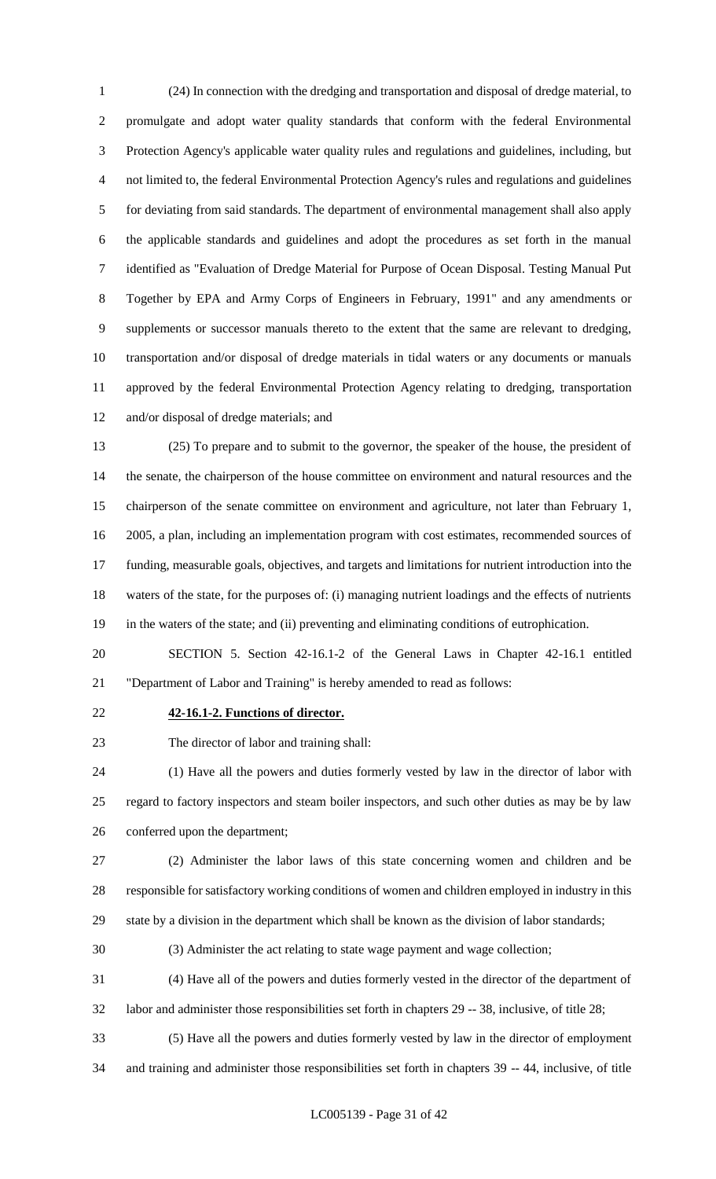(24) In connection with the dredging and transportation and disposal of dredge material, to promulgate and adopt water quality standards that conform with the federal Environmental Protection Agency's applicable water quality rules and regulations and guidelines, including, but not limited to, the federal Environmental Protection Agency's rules and regulations and guidelines for deviating from said standards. The department of environmental management shall also apply the applicable standards and guidelines and adopt the procedures as set forth in the manual identified as "Evaluation of Dredge Material for Purpose of Ocean Disposal. Testing Manual Put Together by EPA and Army Corps of Engineers in February, 1991" and any amendments or supplements or successor manuals thereto to the extent that the same are relevant to dredging, transportation and/or disposal of dredge materials in tidal waters or any documents or manuals approved by the federal Environmental Protection Agency relating to dredging, transportation and/or disposal of dredge materials; and

(25) To prepare and to submit to the governor, the speaker of the house, the president of the senate, the chairperson of the house committee on environment and natural resources and the chairperson of the senate committee on environment and agriculture, not later than February 1, 2005, a plan, including an implementation program with cost estimates, recommended sources of funding, measurable goals, objectives, and targets and limitations for nutrient introduction into the waters of the state, for the purposes of: (i) managing nutrient loadings and the effects of nutrients in the waters of the state; and (ii) preventing and eliminating conditions of eutrophication.

SECTION 5. Section 42-16.1-2 of the General Laws in Chapter 42-16.1 entitled "Department of Labor and Training" is hereby amended to read as follows:

**42-16.1-2. Functions of director.**

The director of labor and training shall:

(1) Have all the powers and duties formerly vested by law in the director of labor with regard to factory inspectors and steam boiler inspectors, and such other duties as may be by law conferred upon the department;

(2) Administer the labor laws of this state concerning women and children and be responsible for satisfactory working conditions of women and children employed in industry in this state by a division in the department which shall be known as the division of labor standards;

(3) Administer the act relating to state wage payment and wage collection;

(4) Have all of the powers and duties formerly vested in the director of the department of labor and administer those responsibilities set forth in chapters 29 -- 38, inclusive, of title 28;

(5) Have all the powers and duties formerly vested by law in the director of employment and training and administer those responsibilities set forth in chapters 39 -- 44, inclusive, of title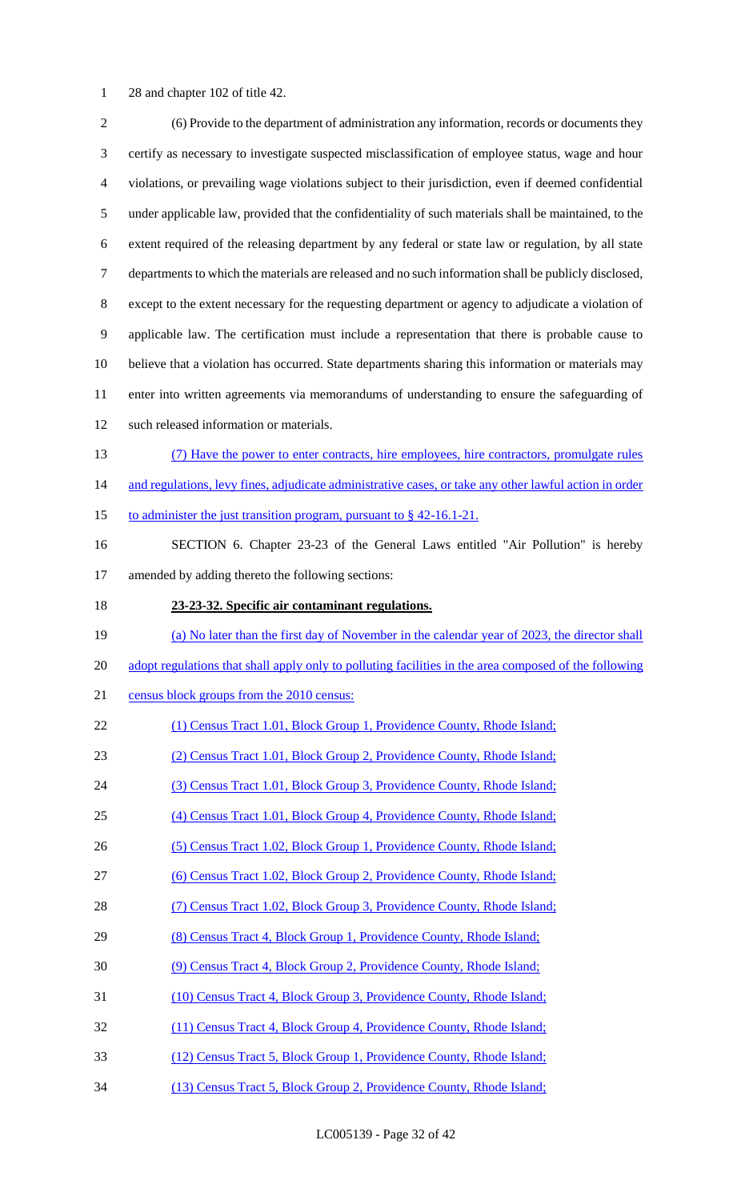28 and chapter 102 of title 42.

(6) Provide to the department of administration any information, records or documents they certify as necessary to investigate suspected misclassification of employee status, wage and hour violations, or prevailing wage violations subject to their jurisdiction, even if deemed confidential under applicable law, provided that the confidentiality of such materials shall be maintained, to the extent required of the releasing department by any federal or state law or regulation, by all state departments to which the materials are released and no such information shall be publicly disclosed, except to the extent necessary for the requesting department or agency to adjudicate a violation of applicable law. The certification must include a representation that there is probable cause to believe that a violation has occurred. State departments sharing this information or materials may enter into written agreements via memorandums of understanding to ensure the safeguarding of such released information or materials.

(7) Have the power to enter contracts, hire employees, hire contractors, promulgate rules and regulations, levy fines, adjudicate administrative cases, or take any other lawful action in order to administer the just transition program, pursuant to § 42-16.1-21.

SECTION 6. Chapter 23-23 of the General Laws entitled "Air Pollution" is hereby amended by adding thereto the following sections:

**23-23-32. Specific air contaminant regulations.**

(a) No later than the first day of November in the calendar year of 2023, the director shall adopt regulations that shall apply only to polluting facilities in the area composed of the following census block groups from the 2010 census:

(1) Census Tract 1.01, Block Group 1, Providence County, Rhode Island;

(2) Census Tract 1.01, Block Group 2, Providence County, Rhode Island;

(3) Census Tract 1.01, Block Group 3, Providence County, Rhode Island;

(4) Census Tract 1.01, Block Group 4, Providence County, Rhode Island;

(5) Census Tract 1.02, Block Group 1, Providence County, Rhode Island;

(6) Census Tract 1.02, Block Group 2, Providence County, Rhode Island;

(7) Census Tract 1.02, Block Group 3, Providence County, Rhode Island;

(8) Census Tract 4, Block Group 1, Providence County, Rhode Island;

(9) Census Tract 4, Block Group 2, Providence County, Rhode Island;

(10) Census Tract 4, Block Group 3, Providence County, Rhode Island;

(11) Census Tract 4, Block Group 4, Providence County, Rhode Island;

(12) Census Tract 5, Block Group 1, Providence County, Rhode Island;

(13) Census Tract 5, Block Group 2, Providence County, Rhode Island;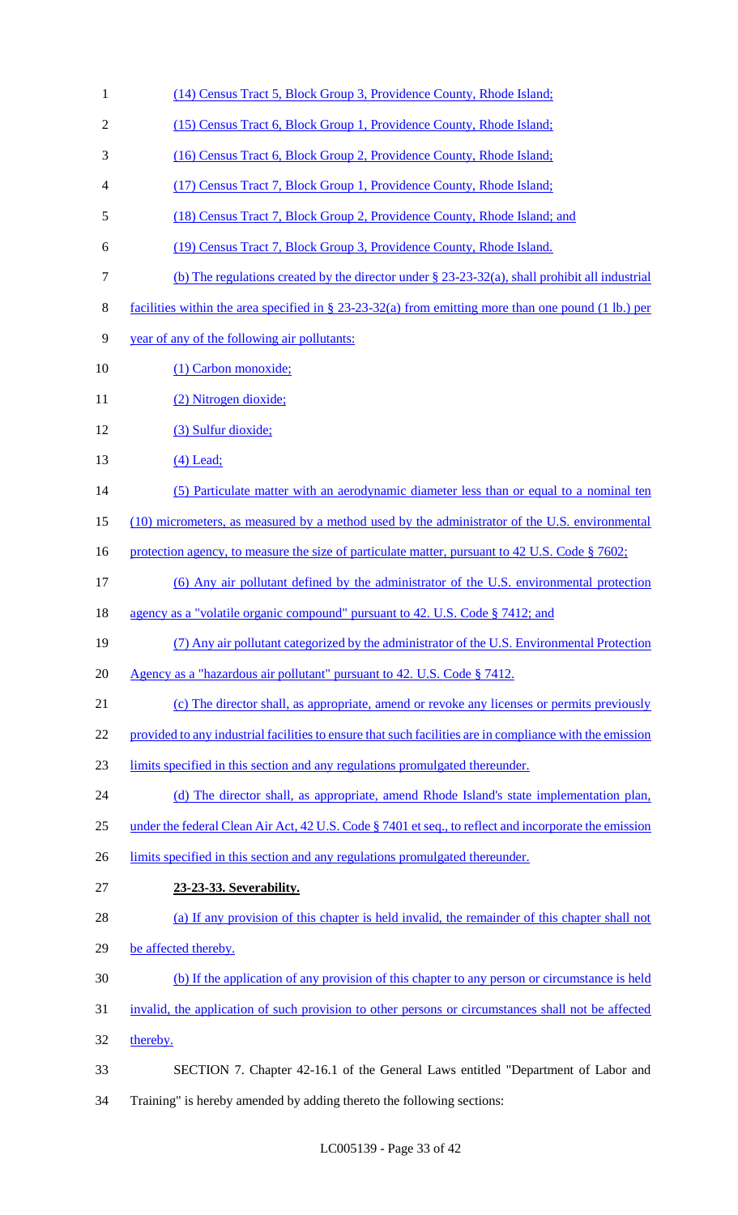(14) Census Tract 5, Block Group 3, Providence County, Rhode Island;

(15) Census Tract 6, Block Group 1, Providence County, Rhode Island;

(16) Census Tract 6, Block Group 2, Providence County, Rhode Island;

(17) Census Tract 7, Block Group 1, Providence County, Rhode Island;

(18) Census Tract 7, Block Group 2, Providence County, Rhode Island; and

(19) Census Tract 7, Block Group 3, Providence County, Rhode Island.

(b) The regulations created by the director under § 23-23-32(a), shall prohibit all industrial facilities within the area specified in § 23-23-32(a) from emitting more than one pound (1 lb.) per year of any of the following air pollutants:

(1) Carbon monoxide;

(2) Nitrogen dioxide;

(3) Sulfur dioxide;

(4) Lead;

(5) Particulate matter with an aerodynamic diameter less than or equal to a nominal ten (10) micrometers, as measured by a method used by the administrator of the U.S. environmental protection agency, to measure the size of particulate matter, pursuant to 42 U.S. Code § 7602;

(6) Any air pollutant defined by the administrator of the U.S. environmental protection agency as a "volatile organic compound" pursuant to 42. U.S. Code § 7412; and

(7) Any air pollutant categorized by the administrator of the U.S. Environmental Protection Agency as a "hazardous air pollutant" pursuant to 42. U.S. Code § 7412.

(c) The director shall, as appropriate, amend or revoke any licenses or permits previously provided to any industrial facilities to ensure that such facilities are in compliance with the emission limits specified in this section and any regulations promulgated thereunder.

(d) The director shall, as appropriate, amend Rhode Island's state implementation plan, under the federal Clean Air Act, 42 U.S. Code § 7401 et seq., to reflect and incorporate the emission limits specified in this section and any regulations promulgated thereunder.

**23-23-33. Severability.**

(a) If any provision of this chapter is held invalid, the remainder of this chapter shall not be affected thereby.

(b) If the application of any provision of this chapter to any person or circumstance is held invalid, the application of such provision to other persons or circumstances shall not be affected thereby.

SECTION 7. Chapter 42-16.1 of the General Laws entitled "Department of Labor and Training" is hereby amended by adding thereto the following sections: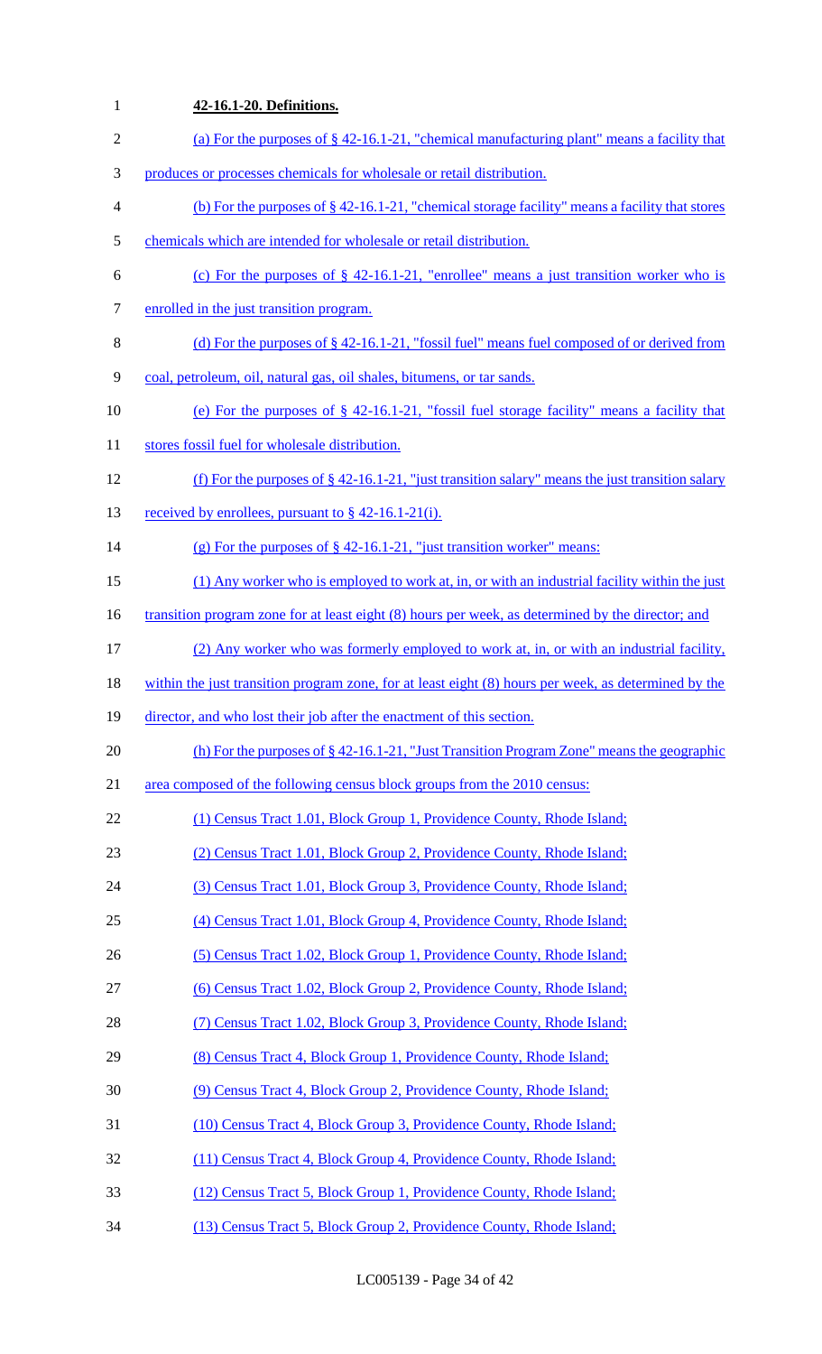**42-16.1-20. Definitions.**

(a) For the purposes of § 42-16.1-21, "chemical manufacturing plant" means a facility that produces or processes chemicals for wholesale or retail distribution.

(b) For the purposes of § 42-16.1-21, "chemical storage facility" means a facility that stores chemicals which are intended for wholesale or retail distribution.

(c) For the purposes of § 42-16.1-21, "enrollee" means a just transition worker who is enrolled in the just transition program.

(d) For the purposes of § 42-16.1-21, "fossil fuel" means fuel composed of or derived from coal, petroleum, oil, natural gas, oil shales, bitumens, or tar sands.

(e) For the purposes of § 42-16.1-21, "fossil fuel storage facility" means a facility that stores fossil fuel for wholesale distribution.

(f) For the purposes of § 42-16.1-21, "just transition salary" means the just transition salary received by enrollees, pursuant to § 42-16.1-21(i).

(g) For the purposes of § 42-16.1-21, "just transition worker" means:

(1) Any worker who is employed to work at, in, or with an industrial facility within the just transition program zone for at least eight (8) hours per week, as determined by the director; and

(2) Any worker who was formerly employed to work at, in, or with an industrial facility, within the just transition program zone, for at least eight (8) hours per week, as determined by the director, and who lost their job after the enactment of this section.

(h) For the purposes of § 42-16.1-21, "Just Transition Program Zone" means the geographic area composed of the following census block groups from the 2010 census:

(1) Census Tract 1.01, Block Group 1, Providence County, Rhode Island;

(2) Census Tract 1.01, Block Group 2, Providence County, Rhode Island;

(3) Census Tract 1.01, Block Group 3, Providence County, Rhode Island;

(4) Census Tract 1.01, Block Group 4, Providence County, Rhode Island;

(5) Census Tract 1.02, Block Group 1, Providence County, Rhode Island;

(6) Census Tract 1.02, Block Group 2, Providence County, Rhode Island;

(7) Census Tract 1.02, Block Group 3, Providence County, Rhode Island;

(8) Census Tract 4, Block Group 1, Providence County, Rhode Island;

(9) Census Tract 4, Block Group 2, Providence County, Rhode Island;

(10) Census Tract 4, Block Group 3, Providence County, Rhode Island;

(11) Census Tract 4, Block Group 4, Providence County, Rhode Island;

(12) Census Tract 5, Block Group 1, Providence County, Rhode Island;

(13) Census Tract 5, Block Group 2, Providence County, Rhode Island;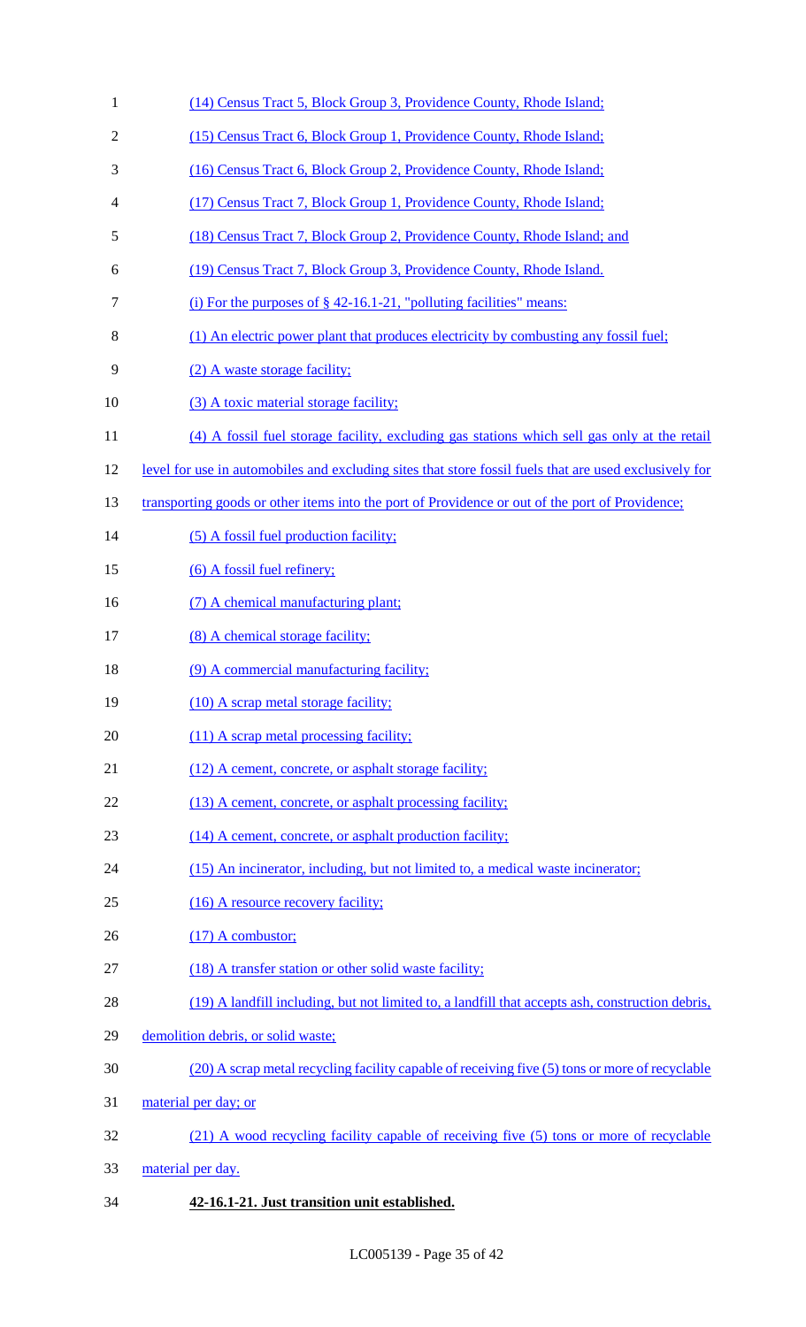(14) Census Tract 5, Block Group 3, Providence County, Rhode Island;

(15) Census Tract 6, Block Group 1, Providence County, Rhode Island;

(16) Census Tract 6, Block Group 2, Providence County, Rhode Island;

(17) Census Tract 7, Block Group 1, Providence County, Rhode Island;

(18) Census Tract 7, Block Group 2, Providence County, Rhode Island; and

(19) Census Tract 7, Block Group 3, Providence County, Rhode Island.

(i) For the purposes of § 42-16.1-21, "polluting facilities" means:

(1) An electric power plant that produces electricity by combusting any fossil fuel;

(2) A waste storage facility;

(3) A toxic material storage facility;

(4) A fossil fuel storage facility, excluding gas stations which sell gas only at the retail level for use in automobiles and excluding sites that store fossil fuels that are used exclusively for transporting goods or other items into the port of Providence or out of the port of Providence;

(5) A fossil fuel production facility;

(6) A fossil fuel refinery;

(7) A chemical manufacturing plant;

(8) A chemical storage facility;

(9) A commercial manufacturing facility;

(10) A scrap metal storage facility;

(11) A scrap metal processing facility;

(12) A cement, concrete, or asphalt storage facility;

(13) A cement, concrete, or asphalt processing facility;

(14) A cement, concrete, or asphalt production facility;

(15) An incinerator, including, but not limited to, a medical waste incinerator;

(16) A resource recovery facility;

(17) A combustor;

(18) A transfer station or other solid waste facility;

(19) A landfill including, but not limited to, a landfill that accepts ash, construction debris, demolition debris, or solid waste;

(20) A scrap metal recycling facility capable of receiving five (5) tons or more of recyclable material per day; or

(21) A wood recycling facility capable of receiving five (5) tons or more of recyclable material per day.

**42-16.1-21. Just transition unit established.**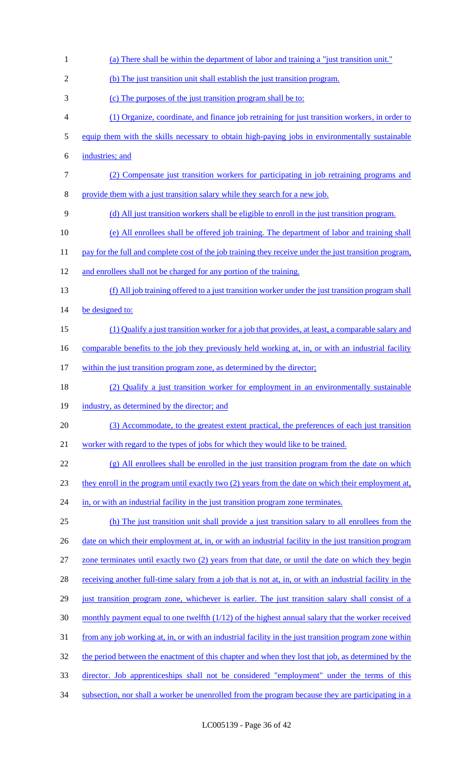(a) There shall be within the department of labor and training a "just transition unit."

(b) The just transition unit shall establish the just transition program.

(c) The purposes of the just transition program shall be to:

(1) Organize, coordinate, and finance job retraining for just transition workers, in order to equip them with the skills necessary to obtain high-paying jobs in environmentally sustainable industries; and

(2) Compensate just transition workers for participating in job retraining programs and provide them with a just transition salary while they search for a new job.

(d) All just transition workers shall be eligible to enroll in the just transition program.

(e) All enrollees shall be offered job training. The department of labor and training shall pay for the full and complete cost of the job training they receive under the just transition program, and enrollees shall not be charged for any portion of the training.

(f) All job training offered to a just transition worker under the just transition program shall be designed to:

(1) Qualify a just transition worker for a job that provides, at least, a comparable salary and comparable benefits to the job they previously held working at, in, or with an industrial facility within the just transition program zone, as determined by the director;

(2) Qualify a just transition worker for employment in an environmentally sustainable industry, as determined by the director; and

(3) Accommodate, to the greatest extent practical, the preferences of each just transition worker with regard to the types of jobs for which they would like to be trained.

(g) All enrollees shall be enrolled in the just transition program from the date on which they enroll in the program until exactly two (2) years from the date on which their employment at, in, or with an industrial facility in the just transition program zone terminates.

(h) The just transition unit shall provide a just transition salary to all enrollees from the date on which their employment at, in, or with an industrial facility in the just transition program zone terminates until exactly two (2) years from that date, or until the date on which they begin receiving another full-time salary from a job that is not at, in, or with an industrial facility in the just transition program zone, whichever is earlier. The just transition salary shall consist of a monthly payment equal to one twelfth (1/12) of the highest annual salary that the worker received from any job working at, in, or with an industrial facility in the just transition program zone within the period between the enactment of this chapter and when they lost that job, as determined by the director. Job apprenticeships shall not be considered "employment" under the terms of this subsection, nor shall a worker be unenrolled from the program because they are participating in a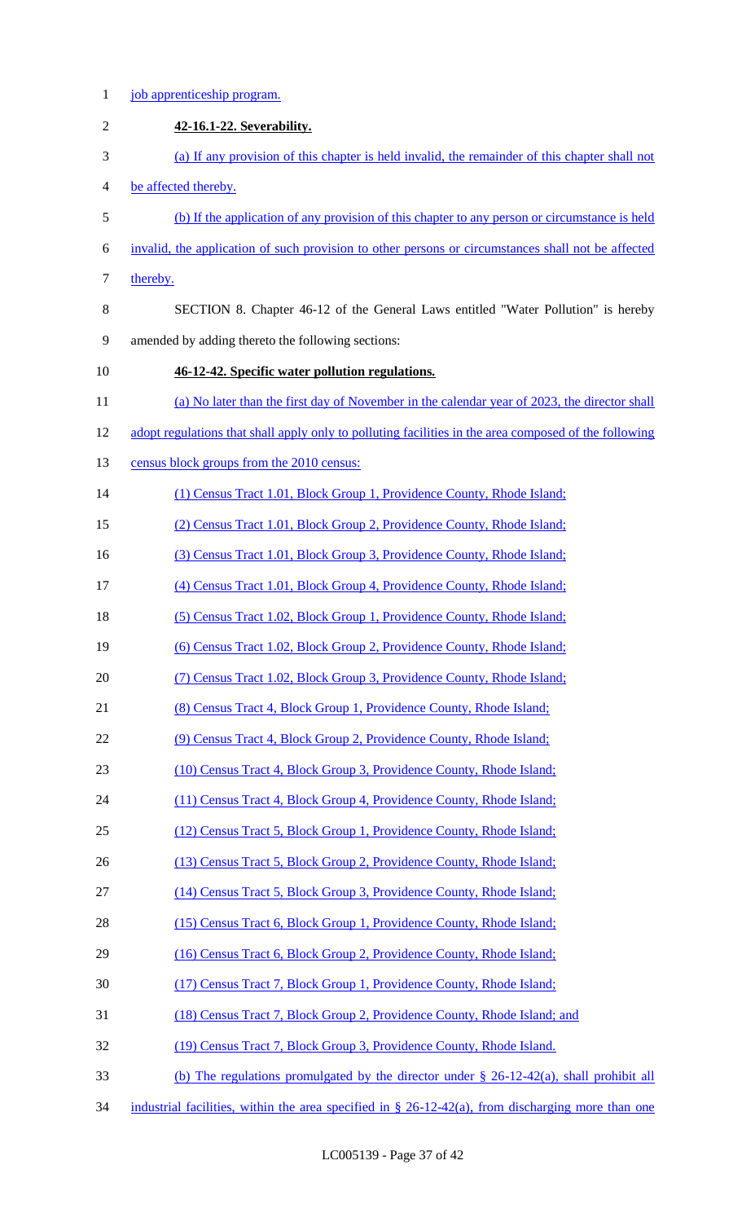job apprenticeship program.

**42-16.1-22. Severability.**

(a) If any provision of this chapter is held invalid, the remainder of this chapter shall not be affected thereby.

(b) If the application of any provision of this chapter to any person or circumstance is held invalid, the application of such provision to other persons or circumstances shall not be affected thereby.

SECTION 8. Chapter 46-12 of the General Laws entitled "Water Pollution" is hereby amended by adding thereto the following sections:

**46-12-42. Specific water pollution regulations.**

(a) No later than the first day of November in the calendar year of 2023, the director shall adopt regulations that shall apply only to polluting facilities in the area composed of the following census block groups from the 2010 census:

(1) Census Tract 1.01, Block Group 1, Providence County, Rhode Island;

(2) Census Tract 1.01, Block Group 2, Providence County, Rhode Island;

(3) Census Tract 1.01, Block Group 3, Providence County, Rhode Island;

(4) Census Tract 1.01, Block Group 4, Providence County, Rhode Island;

(5) Census Tract 1.02, Block Group 1, Providence County, Rhode Island;

(6) Census Tract 1.02, Block Group 2, Providence County, Rhode Island;

(7) Census Tract 1.02, Block Group 3, Providence County, Rhode Island;

(8) Census Tract 4, Block Group 1, Providence County, Rhode Island;

(9) Census Tract 4, Block Group 2, Providence County, Rhode Island;

(10) Census Tract 4, Block Group 3, Providence County, Rhode Island;

(11) Census Tract 4, Block Group 4, Providence County, Rhode Island;

(12) Census Tract 5, Block Group 1, Providence County, Rhode Island;

(13) Census Tract 5, Block Group 2, Providence County, Rhode Island;

(14) Census Tract 5, Block Group 3, Providence County, Rhode Island;

(15) Census Tract 6, Block Group 1, Providence County, Rhode Island;

(16) Census Tract 6, Block Group 2, Providence County, Rhode Island;

(17) Census Tract 7, Block Group 1, Providence County, Rhode Island;

(18) Census Tract 7, Block Group 2, Providence County, Rhode Island; and

(19) Census Tract 7, Block Group 3, Providence County, Rhode Island.

(b) The regulations promulgated by the director under § 26-12-42(a), shall prohibit all industrial facilities, within the area specified in § 26-12-42(a), from discharging more than one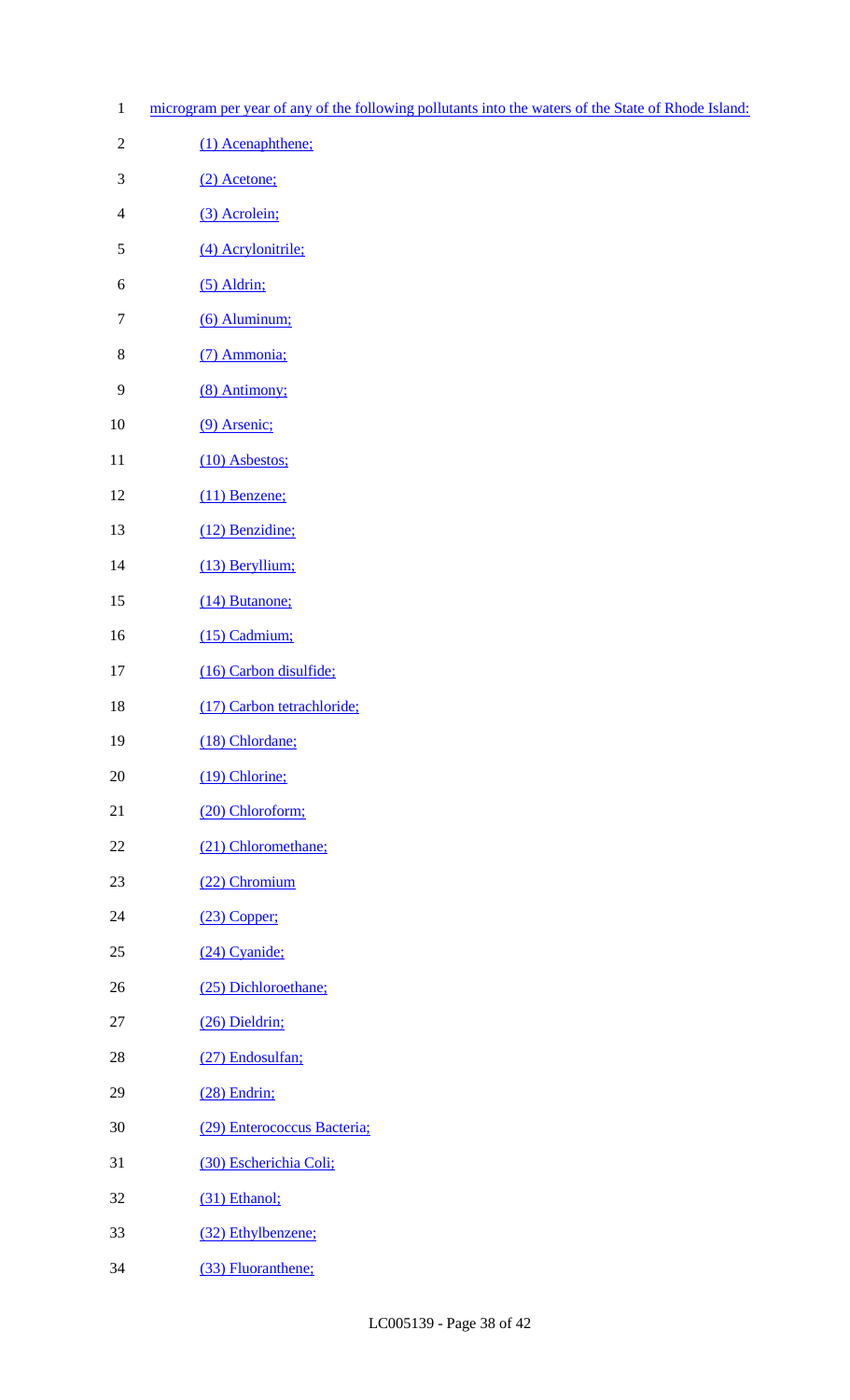microgram per year of any of the following pollutants into the waters of the State of Rhode Island:

(1) Acenaphthene;

(2) Acetone;

(3) Acrolein;

(4) Acrylonitrile;

(5) Aldrin;

(6) Aluminum;

(7) Ammonia;

(8) Antimony;

(9) Arsenic;

(10) Asbestos;

(11) Benzene;

(12) Benzidine;

(13) Beryllium;

(14) Butanone;

(15) Cadmium;

(16) Carbon disulfide;

(17) Carbon tetrachloride;

(18) Chlordane;

(19) Chlorine;

(20) Chloroform;

(21) Chloromethane;

(22) Chromium

(23) Copper;

(24) Cyanide;

(25) Dichloroethane;

(26) Dieldrin;

(27) Endosulfan;

(28) Endrin;

(29) Enterococcus Bacteria;

(30) Escherichia Coli;

(31) Ethanol;

(32) Ethylbenzene;

(33) Fluoranthene;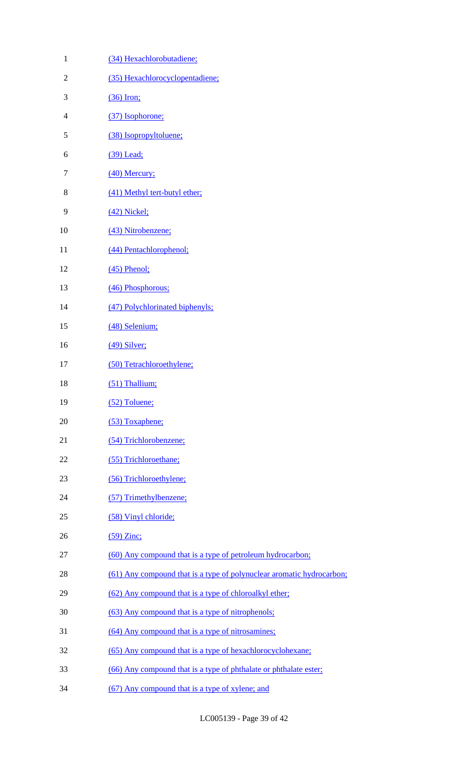(34) Hexachlorobutadiene;

(35) Hexachlorocyclopentadiene;

(36) Iron;

(37) Isophorone;

(38) Isopropyltoluene;

(39) Lead;

(40) Mercury;

(41) Methyl tert-butyl ether;

(42) Nickel;

(43) Nitrobenzene;

(44) Pentachlorophenol;

(45) Phenol;

(46) Phosphorous;

(47) Polychlorinated biphenyls;

(48) Selenium;

(49) Silver;

(50) Tetrachloroethylene;

(51) Thallium;

(52) Toluene;

(53) Toxaphene;

(54) Trichlorobenzene;

(55) Trichloroethane;

(56) Trichloroethylene;

(57) Trimethylbenzene;

(58) Vinyl chloride;

(59) Zinc;

(60) Any compound that is a type of petroleum hydrocarbon;

(61) Any compound that is a type of polynuclear aromatic hydrocarbon;

(62) Any compound that is a type of chloroalkyl ether;

(63) Any compound that is a type of nitrophenols;

(64) Any compound that is a type of nitrosamines;

(65) Any compound that is a type of hexachlorocyclohexane;

(66) Any compound that is a type of phthalate or phthalate ester;

(67) Any compound that is a type of xylene; and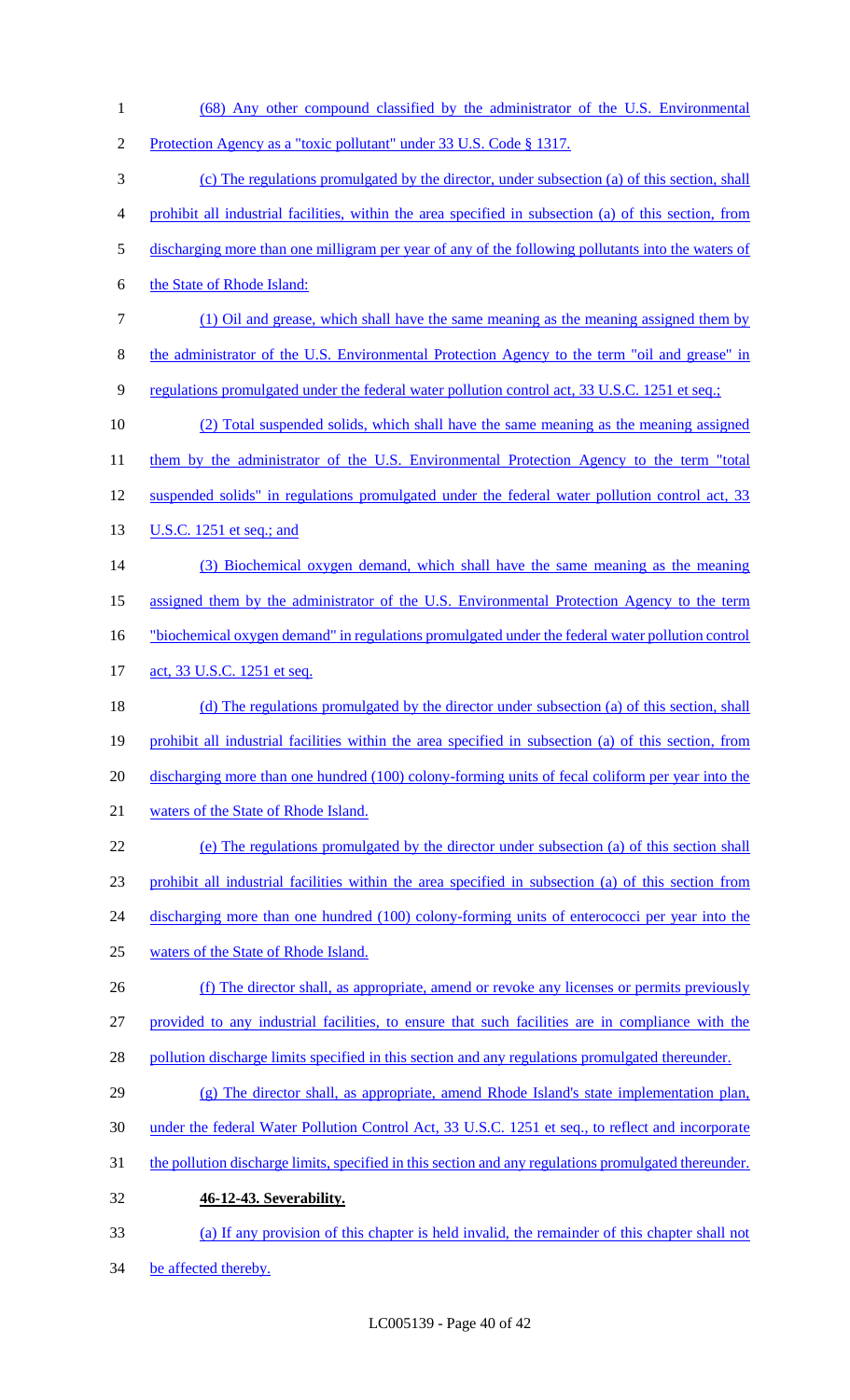(68) Any other compound classified by the administrator of the U.S. Environmental Protection Agency as a "toxic pollutant" under 33 U.S. Code § 1317.

(c) The regulations promulgated by the director, under subsection (a) of this section, shall prohibit all industrial facilities, within the area specified in subsection (a) of this section, from discharging more than one milligram per year of any of the following pollutants into the waters of the State of Rhode Island:

(1) Oil and grease, which shall have the same meaning as the meaning assigned them by the administrator of the U.S. Environmental Protection Agency to the term "oil and grease" in regulations promulgated under the federal water pollution control act, 33 U.S.C. 1251 et seq.;

(2) Total suspended solids, which shall have the same meaning as the meaning assigned them by the administrator of the U.S. Environmental Protection Agency to the term "total suspended solids" in regulations promulgated under the federal water pollution control act, 33 U.S.C. 1251 et seq.; and

(3) Biochemical oxygen demand, which shall have the same meaning as the meaning assigned them by the administrator of the U.S. Environmental Protection Agency to the term "biochemical oxygen demand" in regulations promulgated under the federal water pollution control act, 33 U.S.C. 1251 et seq.

(d) The regulations promulgated by the director under subsection (a) of this section, shall prohibit all industrial facilities within the area specified in subsection (a) of this section, from discharging more than one hundred (100) colony-forming units of fecal coliform per year into the waters of the State of Rhode Island.

(e) The regulations promulgated by the director under subsection (a) of this section shall prohibit all industrial facilities within the area specified in subsection (a) of this section from discharging more than one hundred (100) colony-forming units of enterococci per year into the waters of the State of Rhode Island.

(f) The director shall, as appropriate, amend or revoke any licenses or permits previously provided to any industrial facilities, to ensure that such facilities are in compliance with the pollution discharge limits specified in this section and any regulations promulgated thereunder.

(g) The director shall, as appropriate, amend Rhode Island's state implementation plan, under the federal Water Pollution Control Act, 33 U.S.C. 1251 et seq., to reflect and incorporate the pollution discharge limits, specified in this section and any regulations promulgated thereunder.

**46-12-43. Severability.**

(a) If any provision of this chapter is held invalid, the remainder of this chapter shall not be affected thereby.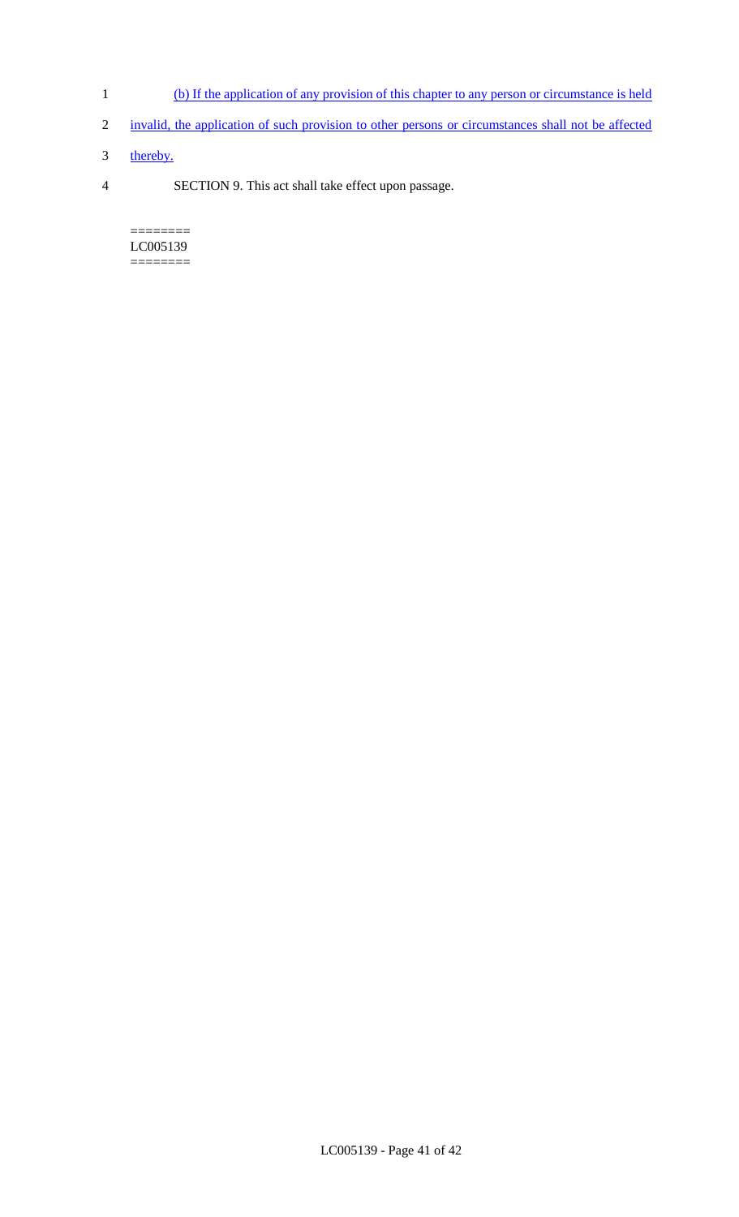(b) If the application of any provision of this chapter to any person or circumstance is held invalid, the application of such provision to other persons or circumstances shall not be affected thereby.

SECTION 9. This act shall take effect upon passage.

========
LC005139
========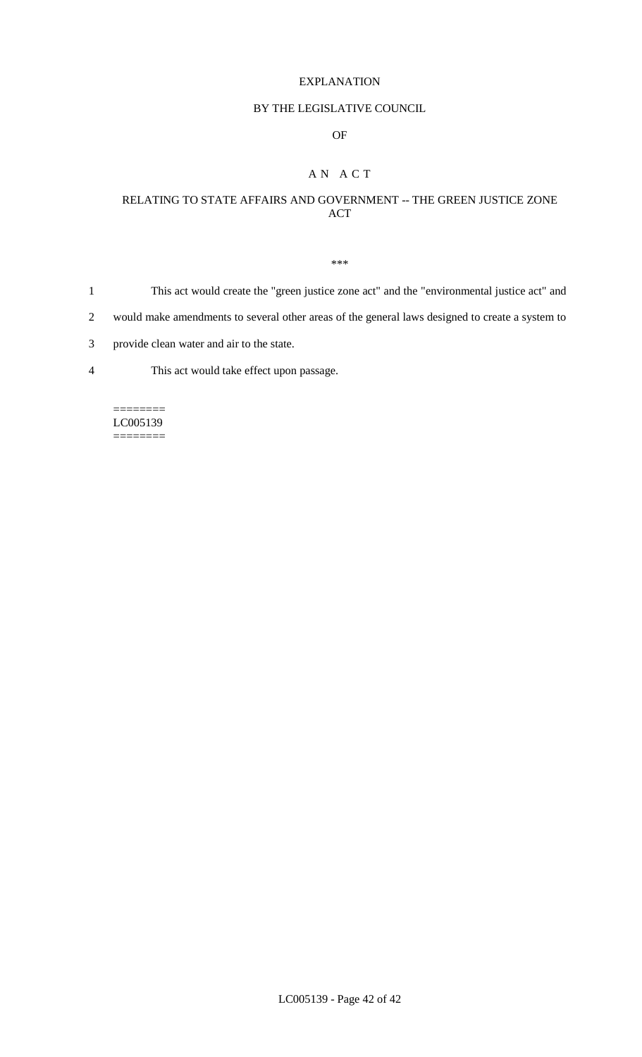EXPLANATION

BY THE LEGISLATIVE COUNCIL

OF

A N A C T

RELATING TO STATE AFFAIRS AND GOVERNMENT -- THE GREEN JUSTICE ZONE ACT

\*\*\*

1 This act would create the "green justice zone act" and the "environmental justice act" and
2 would make amendments to several other areas of the general laws designed to create a system to
3 provide clean water and air to the state.
4 This act would take effect upon passage.

========
LC005139
========